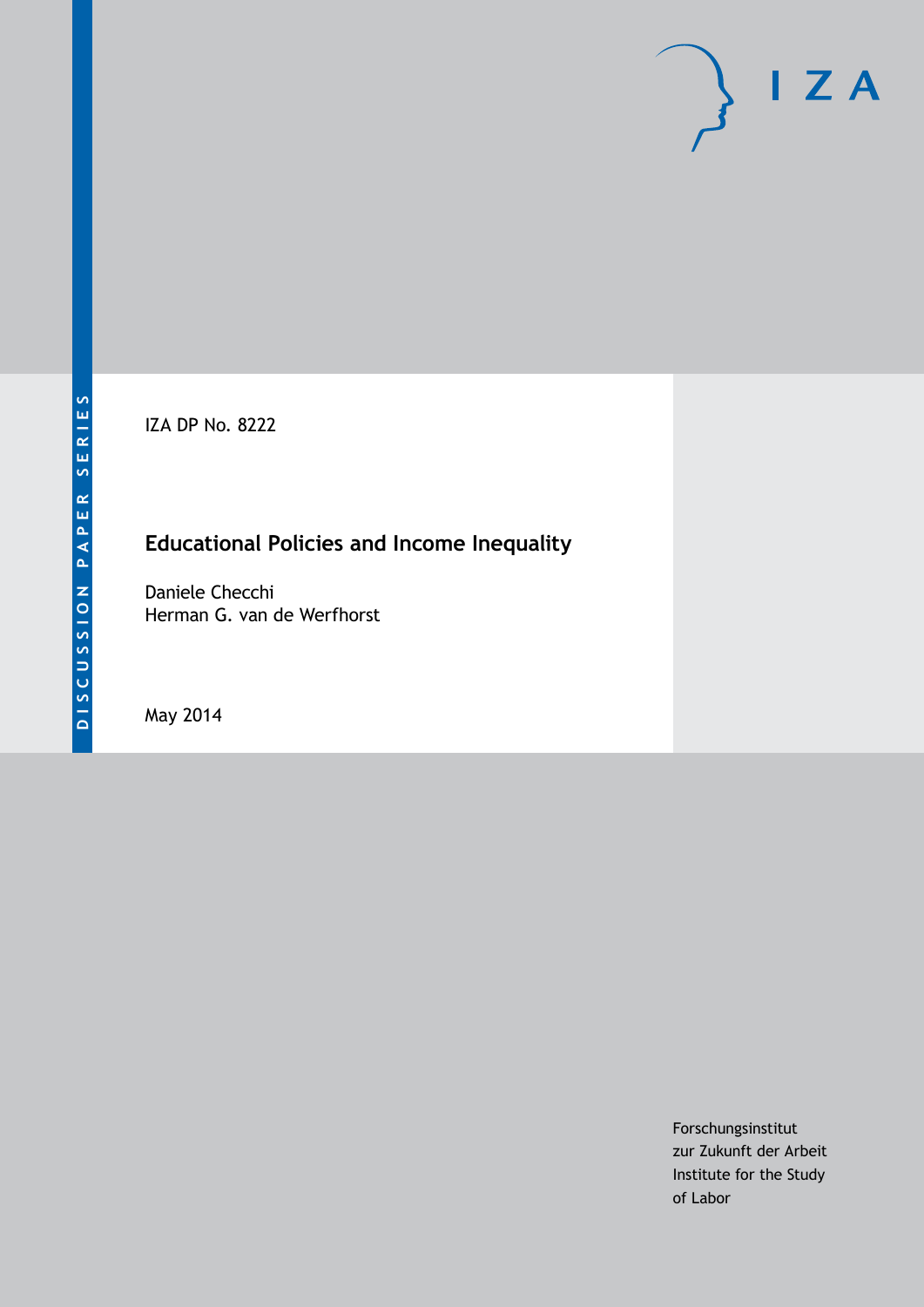DISCUSSION PAPER SERIES

IZA DP No. 8222

# Educational Policies and Income Inequality

Daniele Checchi
Herman G. van de Werfhorst

May 2014

Forschungsinstitut
zur Zukunft der Arbeit
Institute for the Study
of Labor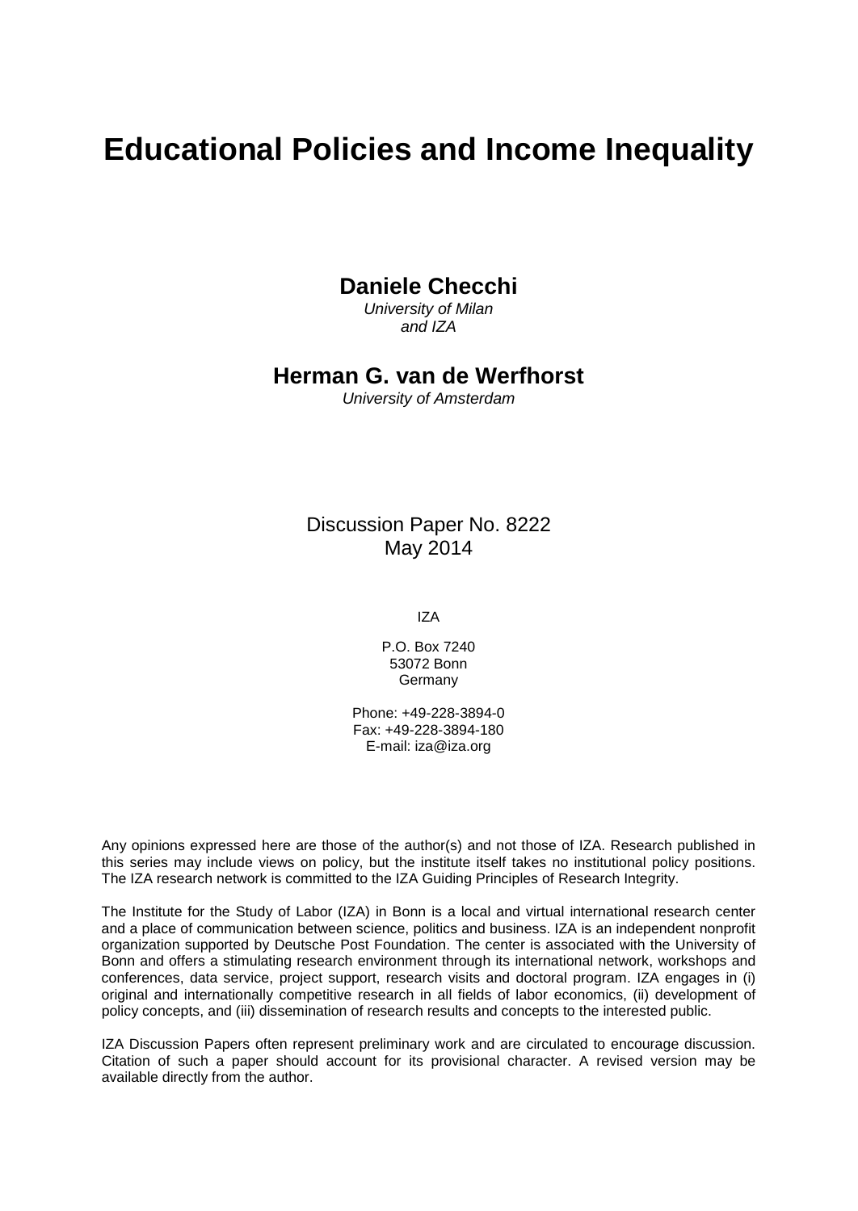# Educational Policies and Income Inequality

**Daniele Checchi**
*University of Milan*
*and IZA*

**Herman G. van de Werfhorst**
*University of Amsterdam*

Discussion Paper No. 8222
May 2014

IZA

P.O. Box 7240
53072 Bonn
Germany

Phone: +49-228-3894-0
Fax: +49-228-3894-180
E-mail: iza@iza.org

Any opinions expressed here are those of the author(s) and not those of IZA. Research published in this series may include views on policy, but the institute itself takes no institutional policy positions. The IZA research network is committed to the IZA Guiding Principles of Research Integrity.

The Institute for the Study of Labor (IZA) in Bonn is a local and virtual international research center and a place of communication between science, politics and business. IZA is an independent nonprofit organization supported by Deutsche Post Foundation. The center is associated with the University of Bonn and offers a stimulating research environment through its international network, workshops and conferences, data service, project support, research visits and doctoral program. IZA engages in (i) original and internationally competitive research in all fields of labor economics, (ii) development of policy concepts, and (iii) dissemination of research results and concepts to the interested public.

IZA Discussion Papers often represent preliminary work and are circulated to encourage discussion. Citation of such a paper should account for its provisional character. A revised version may be available directly from the author.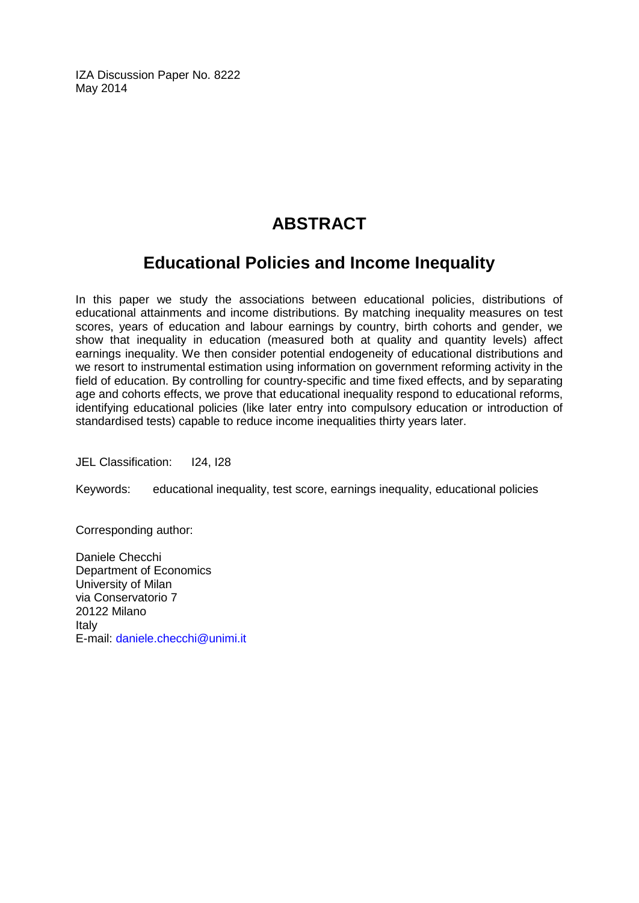IZA Discussion Paper No. 8222
May 2014

# ABSTRACT

## Educational Policies and Income Inequality

In this paper we study the associations between educational policies, distributions of educational attainments and income distributions. By matching inequality measures on test scores, years of education and labour earnings by country, birth cohorts and gender, we show that inequality in education (measured both at quality and quantity levels) affect earnings inequality. We then consider potential endogeneity of educational distributions and we resort to instrumental estimation using information on government reforming activity in the field of education. By controlling for country-specific and time fixed effects, and by separating age and cohorts effects, we prove that educational inequality respond to educational reforms, identifying educational policies (like later entry into compulsory education or introduction of standardised tests) capable to reduce income inequalities thirty years later.

JEL Classification: I24, I28

Keywords: educational inequality, test score, earnings inequality, educational policies

Corresponding author:

Daniele Checchi
Department of Economics
University of Milan
via Conservatorio 7
20122 Milano
Italy
E-mail: daniele.checchi@unimi.it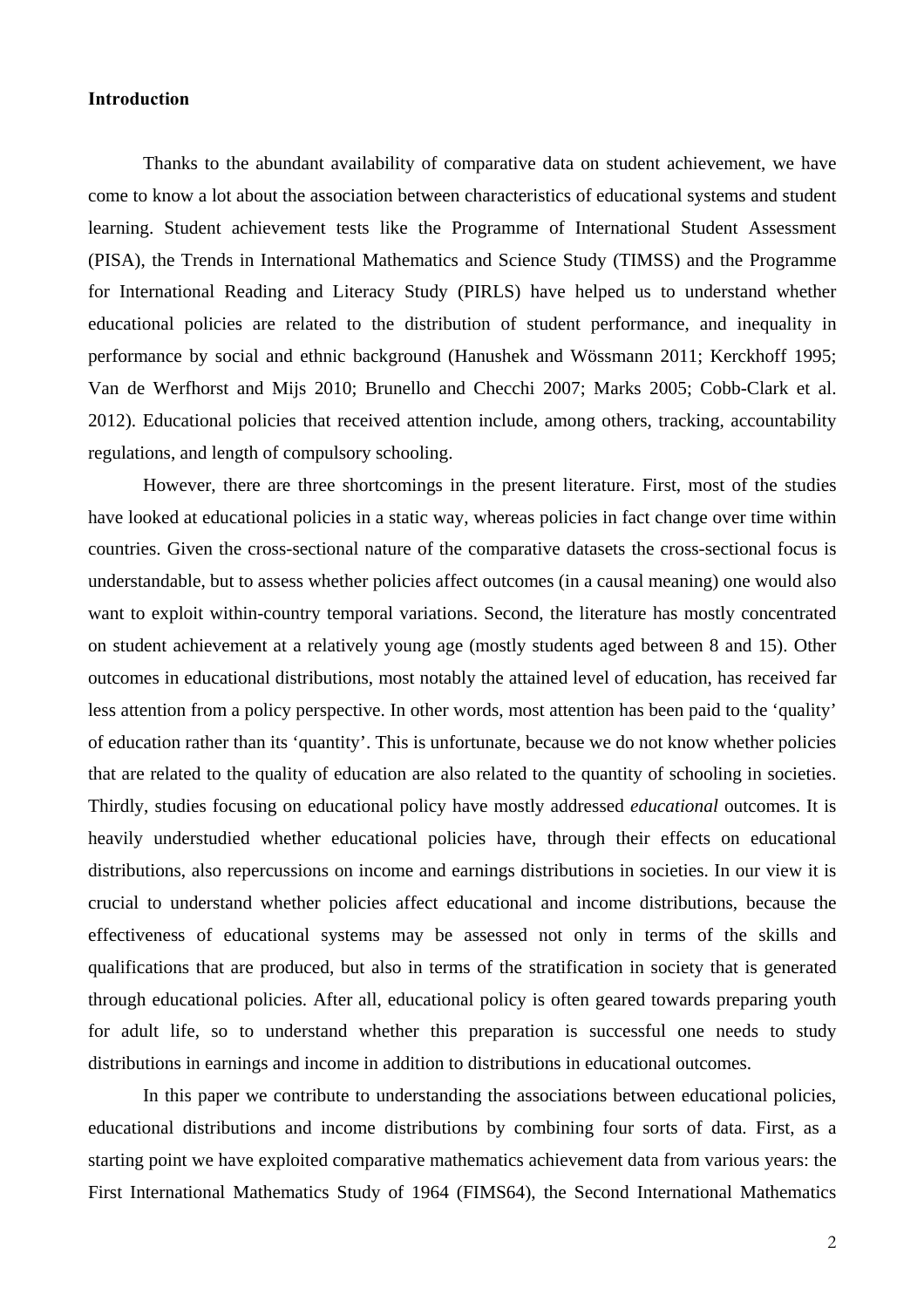**Introduction**

Thanks to the abundant availability of comparative data on student achievement, we have come to know a lot about the association between characteristics of educational systems and student learning. Student achievement tests like the Programme of International Student Assessment (PISA), the Trends in International Mathematics and Science Study (TIMSS) and the Programme for International Reading and Literacy Study (PIRLS) have helped us to understand whether educational policies are related to the distribution of student performance, and inequality in performance by social and ethnic background (Hanushek and Wössmann 2011; Kerckhoff 1995; Van de Werfhorst and Mijs 2010; Brunello and Checchi 2007; Marks 2005; Cobb-Clark et al. 2012). Educational policies that received attention include, among others, tracking, accountability regulations, and length of compulsory schooling.

However, there are three shortcomings in the present literature. First, most of the studies have looked at educational policies in a static way, whereas policies in fact change over time within countries. Given the cross-sectional nature of the comparative datasets the cross-sectional focus is understandable, but to assess whether policies affect outcomes (in a causal meaning) one would also want to exploit within-country temporal variations. Second, the literature has mostly concentrated on student achievement at a relatively young age (mostly students aged between 8 and 15). Other outcomes in educational distributions, most notably the attained level of education, has received far less attention from a policy perspective. In other words, most attention has been paid to the 'quality' of education rather than its 'quantity'. This is unfortunate, because we do not know whether policies that are related to the quality of education are also related to the quantity of schooling in societies. Thirdly, studies focusing on educational policy have mostly addressed *educational* outcomes. It is heavily understudied whether educational policies have, through their effects on educational distributions, also repercussions on income and earnings distributions in societies. In our view it is crucial to understand whether policies affect educational and income distributions, because the effectiveness of educational systems may be assessed not only in terms of the skills and qualifications that are produced, but also in terms of the stratification in society that is generated through educational policies. After all, educational policy is often geared towards preparing youth for adult life, so to understand whether this preparation is successful one needs to study distributions in earnings and income in addition to distributions in educational outcomes.

In this paper we contribute to understanding the associations between educational policies, educational distributions and income distributions by combining four sorts of data. First, as a starting point we have exploited comparative mathematics achievement data from various years: the First International Mathematics Study of 1964 (FIMS64), the Second International Mathematics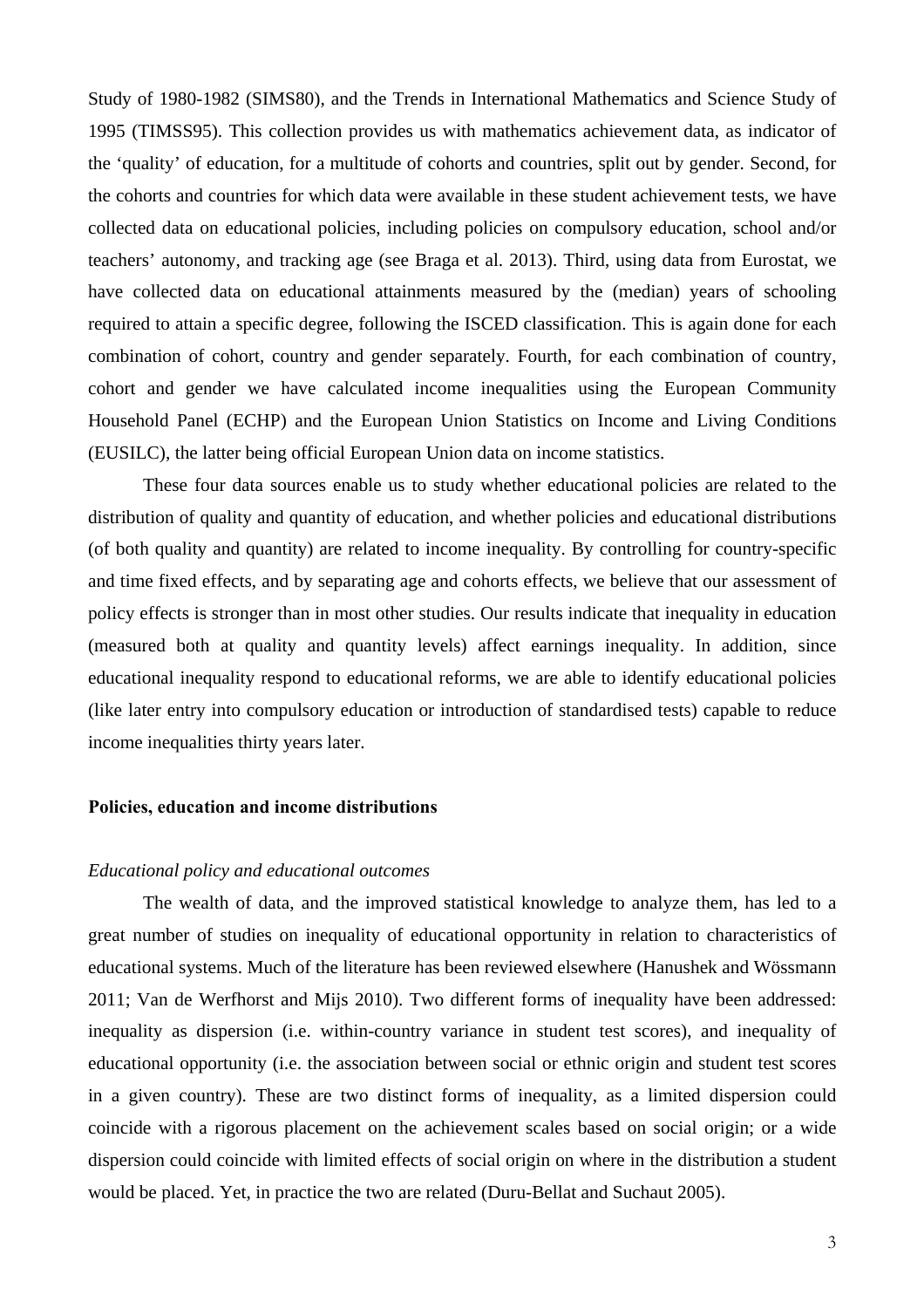Study of 1980-1982 (SIMS80), and the Trends in International Mathematics and Science Study of 1995 (TIMSS95). This collection provides us with mathematics achievement data, as indicator of the 'quality' of education, for a multitude of cohorts and countries, split out by gender. Second, for the cohorts and countries for which data were available in these student achievement tests, we have collected data on educational policies, including policies on compulsory education, school and/or teachers' autonomy, and tracking age (see Braga et al. 2013). Third, using data from Eurostat, we have collected data on educational attainments measured by the (median) years of schooling required to attain a specific degree, following the ISCED classification. This is again done for each combination of cohort, country and gender separately. Fourth, for each combination of country, cohort and gender we have calculated income inequalities using the European Community Household Panel (ECHP) and the European Union Statistics on Income and Living Conditions (EUSILC), the latter being official European Union data on income statistics.

These four data sources enable us to study whether educational policies are related to the distribution of quality and quantity of education, and whether policies and educational distributions (of both quality and quantity) are related to income inequality. By controlling for country-specific and time fixed effects, and by separating age and cohorts effects, we believe that our assessment of policy effects is stronger than in most other studies. Our results indicate that inequality in education (measured both at quality and quantity levels) affect earnings inequality. In addition, since educational inequality respond to educational reforms, we are able to identify educational policies (like later entry into compulsory education or introduction of standardised tests) capable to reduce income inequalities thirty years later.

## Policies, education and income distributions

### *Educational policy and educational outcomes*

The wealth of data, and the improved statistical knowledge to analyze them, has led to a great number of studies on inequality of educational opportunity in relation to characteristics of educational systems. Much of the literature has been reviewed elsewhere (Hanushek and Wössmann 2011; Van de Werfhorst and Mijs 2010). Two different forms of inequality have been addressed: inequality as dispersion (i.e. within-country variance in student test scores), and inequality of educational opportunity (i.e. the association between social or ethnic origin and student test scores in a given country). These are two distinct forms of inequality, as a limited dispersion could coincide with a rigorous placement on the achievement scales based on social origin; or a wide dispersion could coincide with limited effects of social origin on where in the distribution a student would be placed. Yet, in practice the two are related (Duru-Bellat and Suchaut 2005).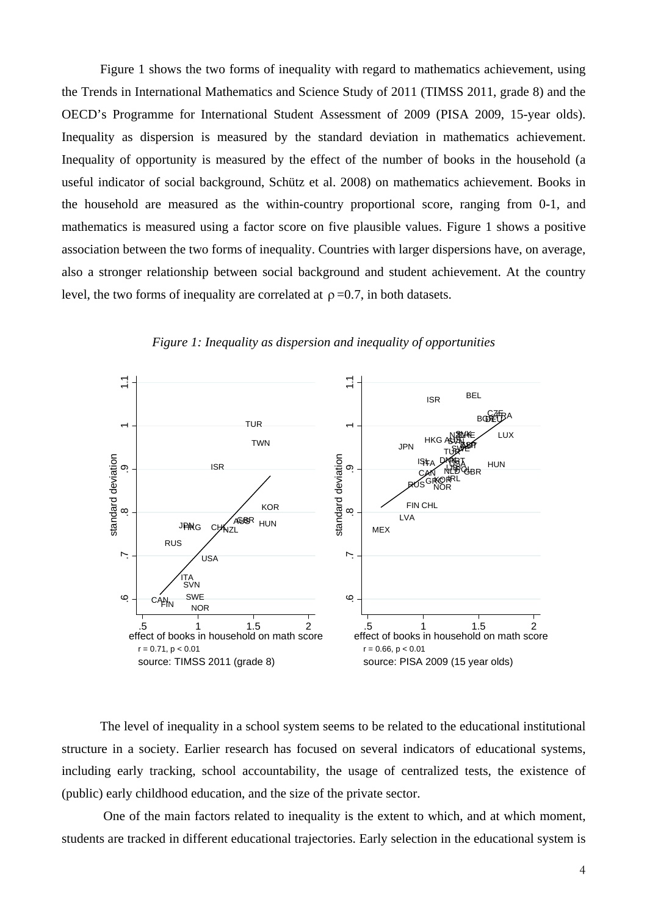Figure 1 shows the two forms of inequality with regard to mathematics achievement, using the Trends in International Mathematics and Science Study of 2011 (TIMSS 2011, grade 8) and the OECD's Programme for International Student Assessment of 2009 (PISA 2009, 15-year olds). Inequality as dispersion is measured by the standard deviation in mathematics achievement. Inequality of opportunity is measured by the effect of the number of books in the household (a useful indicator of social background, Schütz et al. 2008) on mathematics achievement. Books in the household are measured as the within-country proportional score, ranging from 0-1, and mathematics is measured using a factor score on five plausible values. Figure 1 shows a positive association between the two forms of inequality. Countries with larger dispersions have, on average, also a stronger relationship between social background and student achievement. At the country level, the two forms of inequality are correlated at $\rho = 0.7$, in both datasets.

*Figure 1: Inequality as dispersion and inequality of opportunities*

The level of inequality in a school system seems to be related to the educational institutional structure in a society. Earlier research has focused on several indicators of educational systems, including early tracking, school accountability, the usage of centralized tests, the existence of (public) early childhood education, and the size of the private sector.

One of the main factors related to inequality is the extent to which, and at which moment, students are tracked in different educational trajectories. Early selection in the educational system is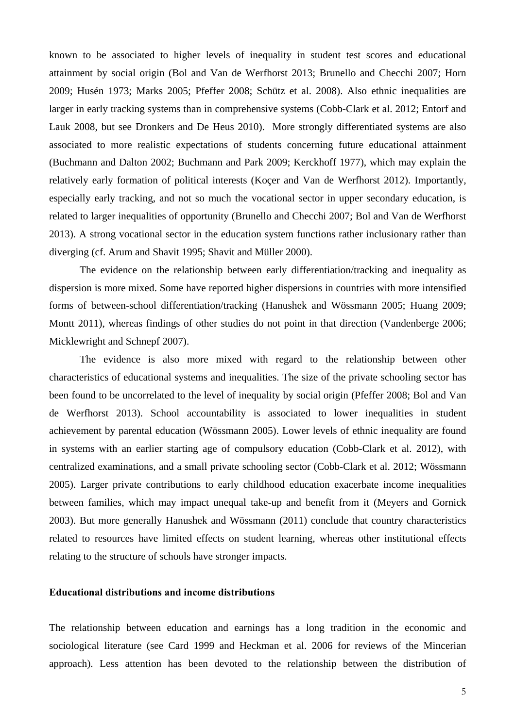known to be associated to higher levels of inequality in student test scores and educational attainment by social origin (Bol and Van de Werfhorst 2013; Brunello and Checchi 2007; Horn 2009; Husén 1973; Marks 2005; Pfeffer 2008; Schütz et al. 2008). Also ethnic inequalities are larger in early tracking systems than in comprehensive systems (Cobb-Clark et al. 2012; Entorf and Lauk 2008, but see Dronkers and De Heus 2010). More strongly differentiated systems are also associated to more realistic expectations of students concerning future educational attainment (Buchmann and Dalton 2002; Buchmann and Park 2009; Kerckhoff 1977), which may explain the relatively early formation of political interests (Koçer and Van de Werfhorst 2012). Importantly, especially early tracking, and not so much the vocational sector in upper secondary education, is related to larger inequalities of opportunity (Brunello and Checchi 2007; Bol and Van de Werfhorst 2013). A strong vocational sector in the education system functions rather inclusionary rather than diverging (cf. Arum and Shavit 1995; Shavit and Müller 2000).

The evidence on the relationship between early differentiation/tracking and inequality as dispersion is more mixed. Some have reported higher dispersions in countries with more intensified forms of between-school differentiation/tracking (Hanushek and Wössmann 2005; Huang 2009; Montt 2011), whereas findings of other studies do not point in that direction (Vandenberge 2006; Micklewright and Schnepf 2007).

The evidence is also more mixed with regard to the relationship between other characteristics of educational systems and inequalities. The size of the private schooling sector has been found to be uncorrelated to the level of inequality by social origin (Pfeffer 2008; Bol and Van de Werfhorst 2013). School accountability is associated to lower inequalities in student achievement by parental education (Wössmann 2005). Lower levels of ethnic inequality are found in systems with an earlier starting age of compulsory education (Cobb-Clark et al. 2012), with centralized examinations, and a small private schooling sector (Cobb-Clark et al. 2012; Wössmann 2005). Larger private contributions to early childhood education exacerbate income inequalities between families, which may impact unequal take-up and benefit from it (Meyers and Gornick 2003). But more generally Hanushek and Wössmann (2011) conclude that country characteristics related to resources have limited effects on student learning, whereas other institutional effects relating to the structure of schools have stronger impacts.

**Educational distributions and income distributions**

The relationship between education and earnings has a long tradition in the economic and sociological literature (see Card 1999 and Heckman et al. 2006 for reviews of the Mincerian approach). Less attention has been devoted to the relationship between the distribution of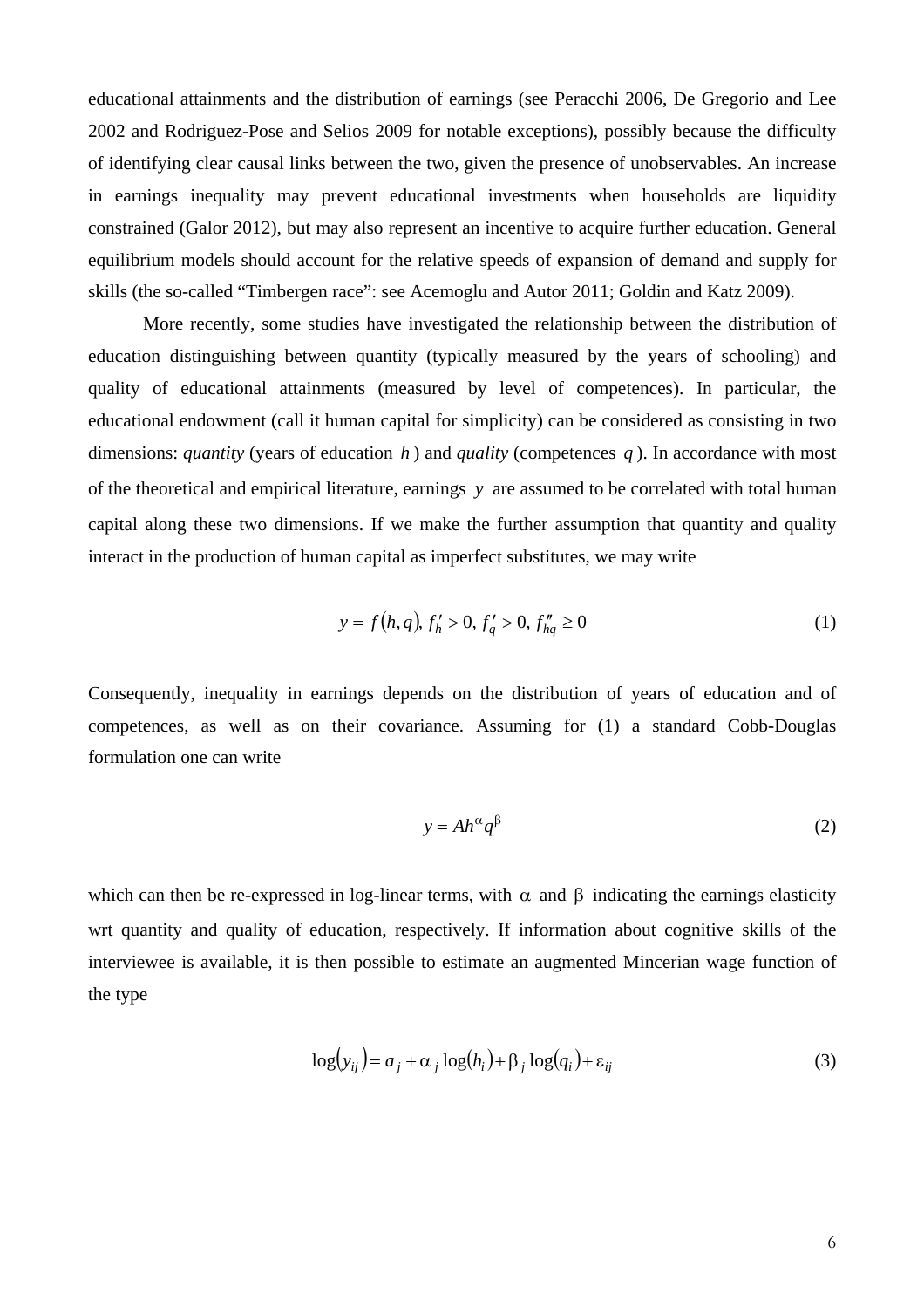educational attainments and the distribution of earnings (see Peracchi 2006, De Gregorio and Lee 2002 and Rodriguez-Pose and Selios 2009 for notable exceptions), possibly because the difficulty of identifying clear causal links between the two, given the presence of unobservables. An increase in earnings inequality may prevent educational investments when households are liquidity constrained (Galor 2012), but may also represent an incentive to acquire further education. General equilibrium models should account for the relative speeds of expansion of demand and supply for skills (the so-called "Timbergen race": see Acemoglu and Autor 2011; Goldin and Katz 2009).

More recently, some studies have investigated the relationship between the distribution of education distinguishing between quantity (typically measured by the years of schooling) and quality of educational attainments (measured by level of competences). In particular, the educational endowment (call it human capital for simplicity) can be considered as consisting in two dimensions: *quantity* (years of education $h$) and *quality* (competences $q$). In accordance with most of the theoretical and empirical literature, earnings $y$ are assumed to be correlated with total human capital along these two dimensions. If we make the further assumption that quantity and quality interact in the production of human capital as imperfect substitutes, we may write

$$y = f(h, q),\ f'_h > 0,\ f'_q > 0,\ f''_{hq} \geq 0 \tag{1}$$

Consequently, inequality in earnings depends on the distribution of years of education and of competences, as well as on their covariance. Assuming for (1) a standard Cobb-Douglas formulation one can write

$$y = Ah^{\alpha}q^{\beta} \tag{2}$$

which can then be re-expressed in log-linear terms, with $\alpha$ and $\beta$ indicating the earnings elasticity wrt quantity and quality of education, respectively. If information about cognitive skills of the interviewee is available, it is then possible to estimate an augmented Mincerian wage function of the type

$$\log(y_{ij}) = a_j + \alpha_j \log(h_i) + \beta_j \log(q_i) + \varepsilon_{ij} \tag{3}$$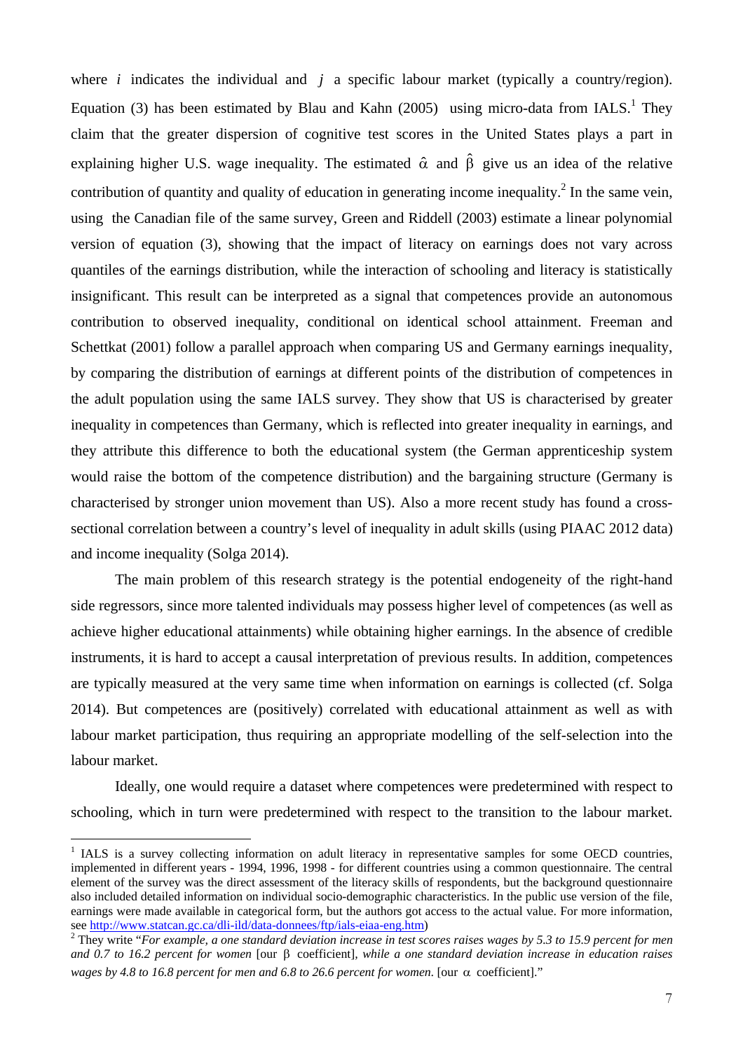where $i$ indicates the individual and $j$ a specific labour market (typically a country/region). Equation (3) has been estimated by Blau and Kahn (2005) using micro-data from IALS.[1] They claim that the greater dispersion of cognitive test scores in the United States plays a part in explaining higher U.S. wage inequality. The estimated $\hat{\alpha}$ and $\hat{\beta}$ give us an idea of the relative contribution of quantity and quality of education in generating income inequality.[2] In the same vein, using the Canadian file of the same survey, Green and Riddell (2003) estimate a linear polynomial version of equation (3), showing that the impact of literacy on earnings does not vary across quantiles of the earnings distribution, while the interaction of schooling and literacy is statistically insignificant. This result can be interpreted as a signal that competences provide an autonomous contribution to observed inequality, conditional on identical school attainment. Freeman and Schettkat (2001) follow a parallel approach when comparing US and Germany earnings inequality, by comparing the distribution of earnings at different points of the distribution of competences in the adult population using the same IALS survey. They show that US is characterised by greater inequality in competences than Germany, which is reflected into greater inequality in earnings, and they attribute this difference to both the educational system (the German apprenticeship system would raise the bottom of the competence distribution) and the bargaining structure (Germany is characterised by stronger union movement than US). Also a more recent study has found a cross-sectional correlation between a country's level of inequality in adult skills (using PIAAC 2012 data) and income inequality (Solga 2014).

The main problem of this research strategy is the potential endogeneity of the right-hand side regressors, since more talented individuals may possess higher level of competences (as well as achieve higher educational attainments) while obtaining higher earnings. In the absence of credible instruments, it is hard to accept a causal interpretation of previous results. In addition, competences are typically measured at the very same time when information on earnings is collected (cf. Solga 2014). But competences are (positively) correlated with educational attainment as well as with labour market participation, thus requiring an appropriate modelling of the self-selection into the labour market.

Ideally, one would require a dataset where competences were predetermined with respect to schooling, which in turn were predetermined with respect to the transition to the labour market.

---

[1] IALS is a survey collecting information on adult literacy in representative samples for some OECD countries, implemented in different years - 1994, 1996, 1998 - for different countries using a common questionnaire. The central element of the survey was the direct assessment of the literacy skills of respondents, but the background questionnaire also included detailed information on individual socio-demographic characteristics. In the public use version of the file, earnings were made available in categorical form, but the authors got access to the actual value. For more information, see http://www.statcan.gc.ca/dli-ild/data-donnees/ftp/ials-eiaa-eng.htm)

[2] They write "*For example, a one standard deviation increase in test scores raises wages by 5.3 to 15.9 percent for men and 0.7 to 16.2 percent for women* [our $\beta$ coefficient]*, while a one standard deviation increase in education raises wages by 4.8 to 16.8 percent for men and 6.8 to 26.6 percent for women.* [our $\alpha$ coefficient]."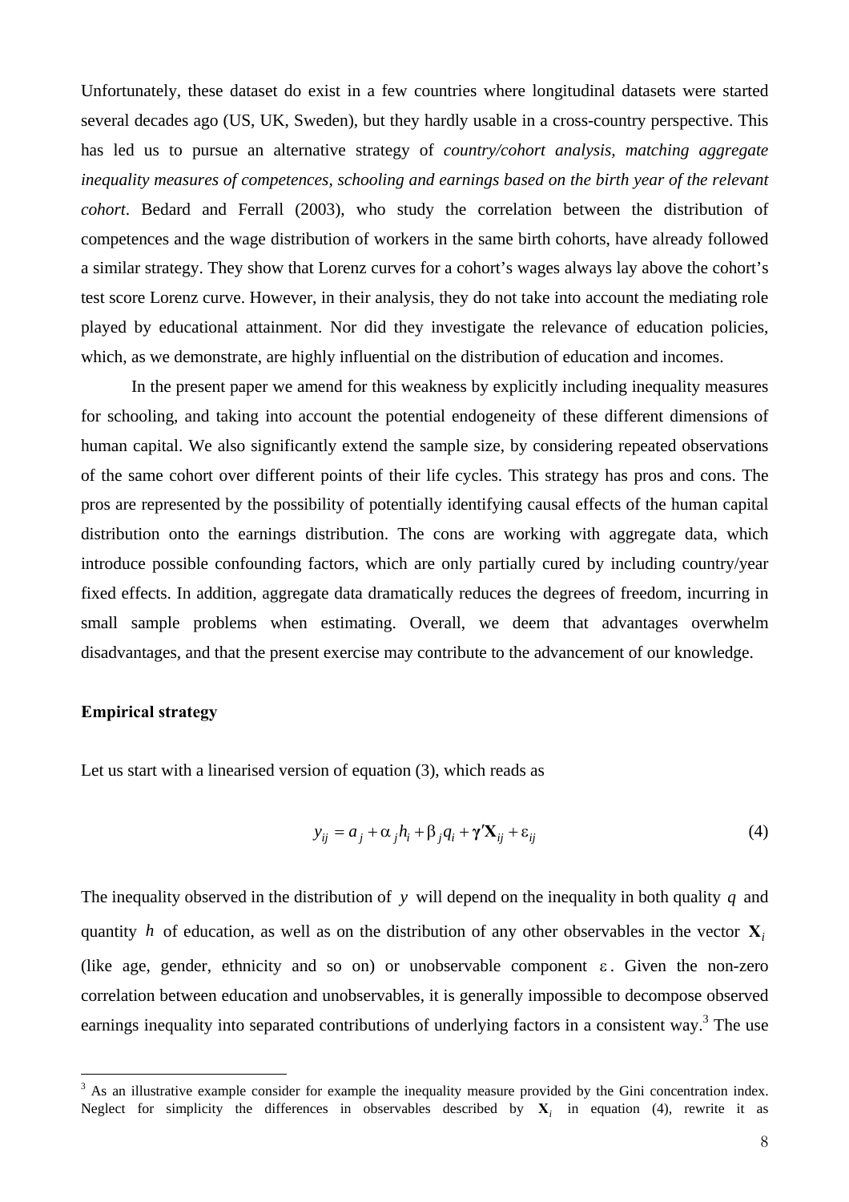Unfortunately, these dataset do exist in a few countries where longitudinal datasets were started several decades ago (US, UK, Sweden), but they hardly usable in a cross-country perspective. This has led us to pursue an alternative strategy of *country/cohort analysis, matching aggregate inequality measures of competences, schooling and earnings based on the birth year of the relevant cohort*. Bedard and Ferrall (2003), who study the correlation between the distribution of competences and the wage distribution of workers in the same birth cohorts, have already followed a similar strategy. They show that Lorenz curves for a cohort's wages always lay above the cohort's test score Lorenz curve. However, in their analysis, they do not take into account the mediating role played by educational attainment. Nor did they investigate the relevance of education policies, which, as we demonstrate, are highly influential on the distribution of education and incomes.

In the present paper we amend for this weakness by explicitly including inequality measures for schooling, and taking into account the potential endogeneity of these different dimensions of human capital. We also significantly extend the sample size, by considering repeated observations of the same cohort over different points of their life cycles. This strategy has pros and cons. The pros are represented by the possibility of potentially identifying causal effects of the human capital distribution onto the earnings distribution. The cons are working with aggregate data, which introduce possible confounding factors, which are only partially cured by including country/year fixed effects. In addition, aggregate data dramatically reduces the degrees of freedom, incurring in small sample problems when estimating. Overall, we deem that advantages overwhelm disadvantages, and that the present exercise may contribute to the advancement of our knowledge.

**Empirical strategy**

Let us start with a linearised version of equation (3), which reads as

$$y_{ij} = a_j + \alpha_j h_i + \beta_j q_i + \boldsymbol{\gamma}'\mathbf{X}_{ij} + \varepsilon_{ij} \tag{4}$$

The inequality observed in the distribution of $y$ will depend on the inequality in both quality $q$ and quantity $h$ of education, as well as on the distribution of any other observables in the vector $\mathbf{X}_i$ (like age, gender, ethnicity and so on) or unobservable component $\varepsilon$. Given the non-zero correlation between education and unobservables, it is generally impossible to decompose observed earnings inequality into separated contributions of underlying factors in a consistent way.[3] The use

[3] As an illustrative example consider for example the inequality measure provided by the Gini concentration index. Neglect for simplicity the differences in observables described by $\mathbf{X}_i$ in equation (4), rewrite it as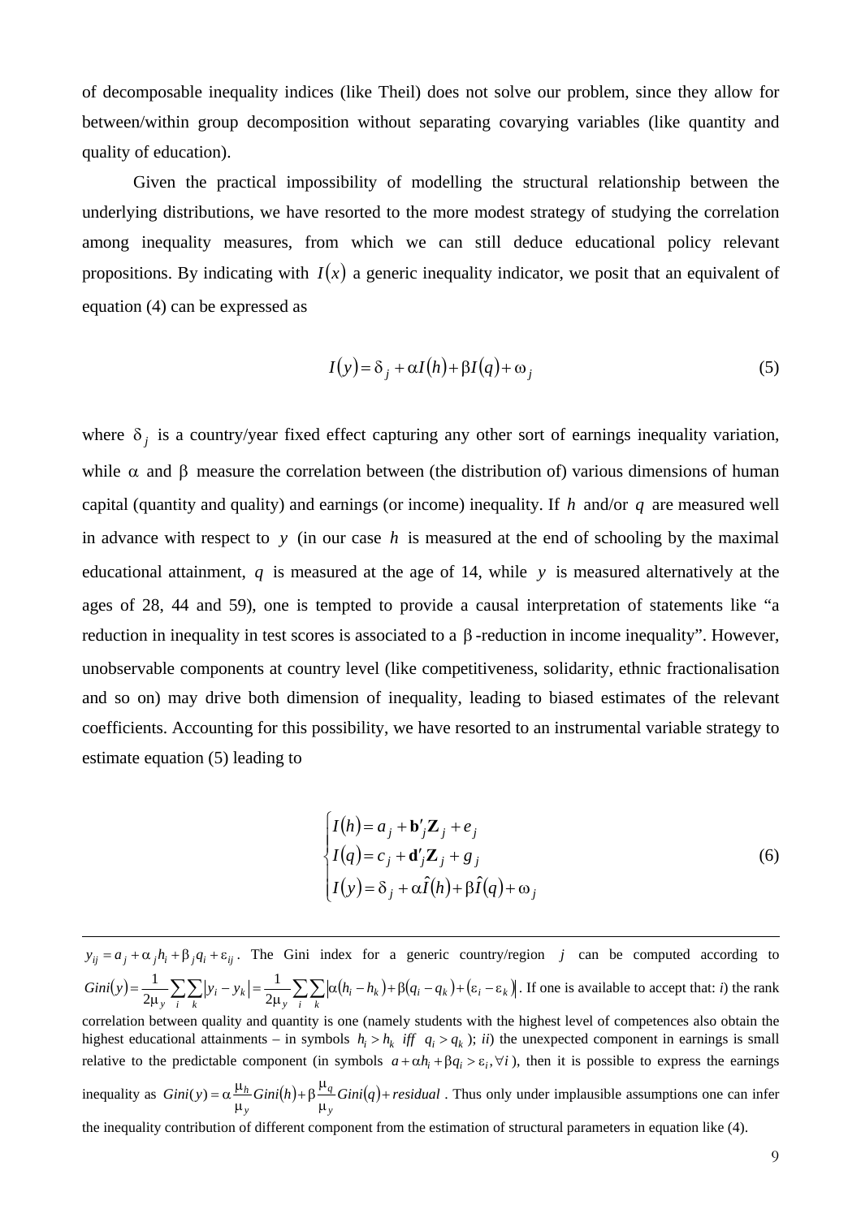of decomposable inequality indices (like Theil) does not solve our problem, since they allow for between/within group decomposition without separating covarying variables (like quantity and quality of education).

Given the practical impossibility of modelling the structural relationship between the underlying distributions, we have resorted to the more modest strategy of studying the correlation among inequality measures, from which we can still deduce educational policy relevant propositions. By indicating with $I(x)$ a generic inequality indicator, we posit that an equivalent of equation (4) can be expressed as

$$I(y) = \delta_j + \alpha I(h) + \beta I(q) + \omega_j \tag{5}$$

where $\delta_j$ is a country/year fixed effect capturing any other sort of earnings inequality variation, while $\alpha$ and $\beta$ measure the correlation between (the distribution of) various dimensions of human capital (quantity and quality) and earnings (or income) inequality. If $h$ and/or $q$ are measured well in advance with respect to $y$ (in our case $h$ is measured at the end of schooling by the maximal educational attainment, $q$ is measured at the age of 14, while $y$ is measured alternatively at the ages of 28, 44 and 59), one is tempted to provide a causal interpretation of statements like "a reduction in inequality in test scores is associated to a $\beta$-reduction in income inequality". However, unobservable components at country level (like competitiveness, solidarity, ethnic fractionalisation and so on) may drive both dimension of inequality, leading to biased estimates of the relevant coefficients. Accounting for this possibility, we have resorted to an instrumental variable strategy to estimate equation (5) leading to

$$\begin{cases} I(h) = a_j + \mathbf{b}'_j \mathbf{Z}_j + e_j \\ I(q) = c_j + \mathbf{d}'_j \mathbf{Z}_j + g_j \\ I(y) = \delta_j + \alpha \hat{I}(h) + \beta \hat{I}(q) + \omega_j \end{cases} \tag{6}$$

---

$y_{ij} = a_j + \alpha_j h_i + \beta_j q_i + \varepsilon_{ij}$. The Gini index for a generic country/region $j$ can be computed according to $Gini(y) = \frac{1}{2\mu_y} \sum_i \sum_k |y_i - y_k| = \frac{1}{2\mu_y} \sum_i \sum_k |\alpha(h_i - h_k) + \beta(q_i - q_k) + (\varepsilon_i - \varepsilon_k)|$. If one is available to accept that: *i*) the rank correlation between quality and quantity is one (namely students with the highest level of competences also obtain the highest educational attainments – in symbols $h_i > h_k$ *iff* $q_i > q_k$ ); *ii*) the unexpected component in earnings is small relative to the predictable component (in symbols $a + \alpha h_i + \beta q_i > \varepsilon_i, \forall i$ ), then it is possible to express the earnings inequality as $Gini(y) = \alpha \frac{\mu_h}{\mu_y} Gini(h) + \beta \frac{\mu_q}{\mu_y} Gini(q) + residual$. Thus only under implausible assumptions one can infer the inequality contribution of different component from the estimation of structural parameters in equation like (4).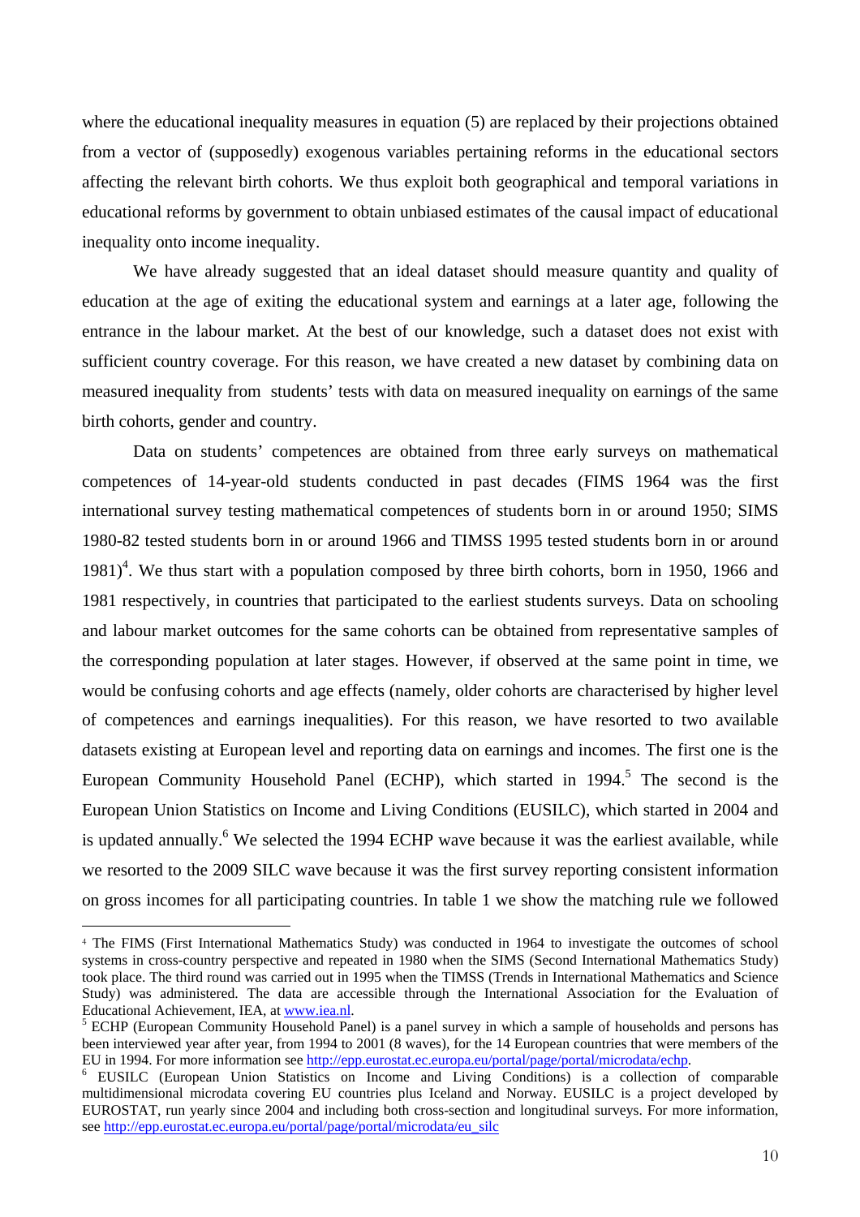where the educational inequality measures in equation (5) are replaced by their projections obtained from a vector of (supposedly) exogenous variables pertaining reforms in the educational sectors affecting the relevant birth cohorts. We thus exploit both geographical and temporal variations in educational reforms by government to obtain unbiased estimates of the causal impact of educational inequality onto income inequality.

We have already suggested that an ideal dataset should measure quantity and quality of education at the age of exiting the educational system and earnings at a later age, following the entrance in the labour market. At the best of our knowledge, such a dataset does not exist with sufficient country coverage. For this reason, we have created a new dataset by combining data on measured inequality from students' tests with data on measured inequality on earnings of the same birth cohorts, gender and country.

Data on students' competences are obtained from three early surveys on mathematical competences of 14-year-old students conducted in past decades (FIMS 1964 was the first international survey testing mathematical competences of students born in or around 1950; SIMS 1980-82 tested students born in or around 1966 and TIMSS 1995 tested students born in or around 1981)[4]. We thus start with a population composed by three birth cohorts, born in 1950, 1966 and 1981 respectively, in countries that participated to the earliest students surveys. Data on schooling and labour market outcomes for the same cohorts can be obtained from representative samples of the corresponding population at later stages. However, if observed at the same point in time, we would be confusing cohorts and age effects (namely, older cohorts are characterised by higher level of competences and earnings inequalities). For this reason, we have resorted to two available datasets existing at European level and reporting data on earnings and incomes. The first one is the European Community Household Panel (ECHP), which started in 1994.[5] The second is the European Union Statistics on Income and Living Conditions (EUSILC), which started in 2004 and is updated annually.[6] We selected the 1994 ECHP wave because it was the earliest available, while we resorted to the 2009 SILC wave because it was the first survey reporting consistent information on gross incomes for all participating countries. In table 1 we show the matching rule we followed

---

[4] The FIMS (First International Mathematics Study) was conducted in 1964 to investigate the outcomes of school systems in cross-country perspective and repeated in 1980 when the SIMS (Second International Mathematics Study) took place. The third round was carried out in 1995 when the TIMSS (Trends in International Mathematics and Science Study) was administered. The data are accessible through the International Association for the Evaluation of Educational Achievement, IEA, at www.iea.nl.

[5] ECHP (European Community Household Panel) is a panel survey in which a sample of households and persons has been interviewed year after year, from 1994 to 2001 (8 waves), for the 14 European countries that were members of the EU in 1994. For more information see http://epp.eurostat.ec.europa.eu/portal/page/portal/microdata/echp.

[6] EUSILC (European Union Statistics on Income and Living Conditions) is a collection of comparable multidimensional microdata covering EU countries plus Iceland and Norway. EUSILC is a project developed by EUROSTAT, run yearly since 2004 and including both cross-section and longitudinal surveys. For more information, see http://epp.eurostat.ec.europa.eu/portal/page/portal/microdata/eu_silc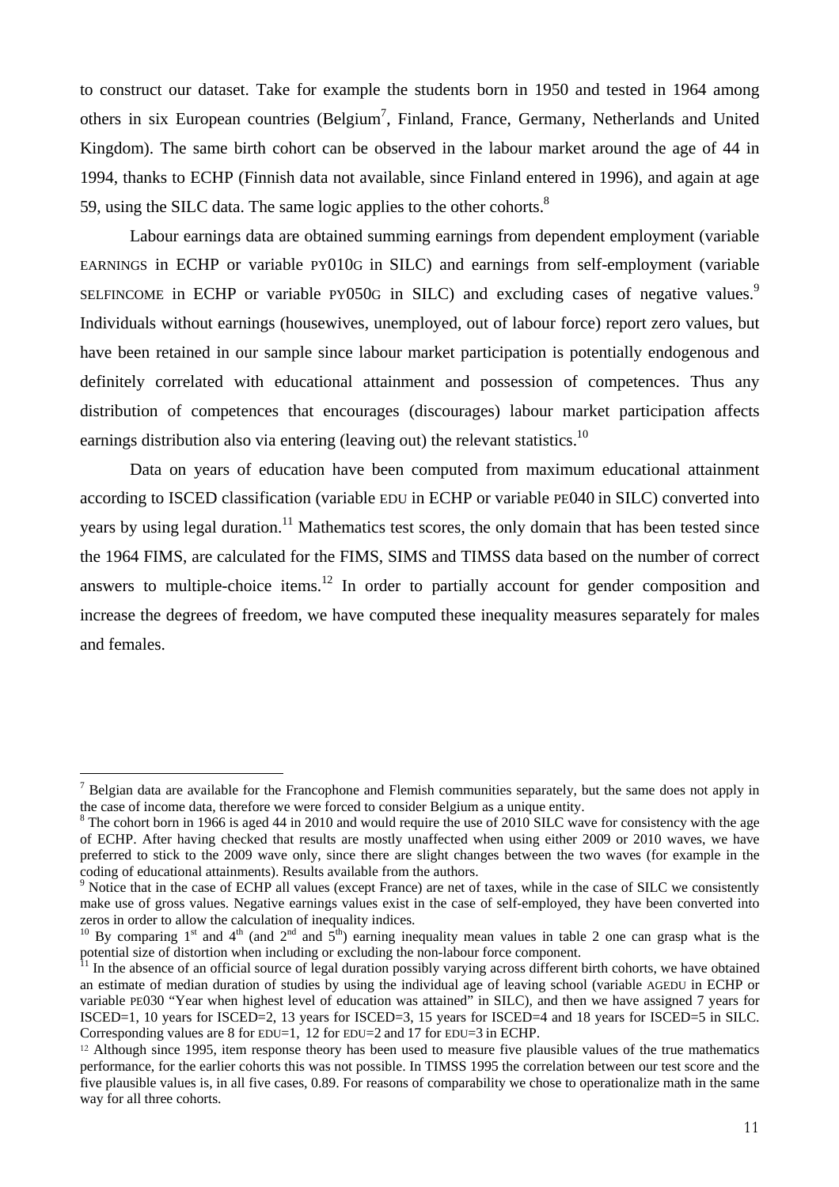to construct our dataset. Take for example the students born in 1950 and tested in 1964 among others in six European countries (Belgium[7], Finland, France, Germany, Netherlands and United Kingdom). The same birth cohort can be observed in the labour market around the age of 44 in 1994, thanks to ECHP (Finnish data not available, since Finland entered in 1996), and again at age 59, using the SILC data. The same logic applies to the other cohorts.[8]

Labour earnings data are obtained summing earnings from dependent employment (variable EARNINGS in ECHP or variable PY010G in SILC) and earnings from self-employment (variable SELFINCOME in ECHP or variable PY050G in SILC) and excluding cases of negative values.[9] Individuals without earnings (housewives, unemployed, out of labour force) report zero values, but have been retained in our sample since labour market participation is potentially endogenous and definitely correlated with educational attainment and possession of competences. Thus any distribution of competences that encourages (discourages) labour market participation affects earnings distribution also via entering (leaving out) the relevant statistics.[10]

Data on years of education have been computed from maximum educational attainment according to ISCED classification (variable EDU in ECHP or variable PE040 in SILC) converted into years by using legal duration.[11] Mathematics test scores, the only domain that has been tested since the 1964 FIMS, are calculated for the FIMS, SIMS and TIMSS data based on the number of correct answers to multiple-choice items.[12] In order to partially account for gender composition and increase the degrees of freedom, we have computed these inequality measures separately for males and females.

---

[7] Belgian data are available for the Francophone and Flemish communities separately, but the same does not apply in the case of income data, therefore we were forced to consider Belgium as a unique entity.

[8] The cohort born in 1966 is aged 44 in 2010 and would require the use of 2010 SILC wave for consistency with the age of ECHP. After having checked that results are mostly unaffected when using either 2009 or 2010 waves, we have preferred to stick to the 2009 wave only, since there are slight changes between the two waves (for example in the coding of educational attainments). Results available from the authors.

[9] Notice that in the case of ECHP all values (except France) are net of taxes, while in the case of SILC we consistently make use of gross values. Negative earnings values exist in the case of self-employed, they have been converted into zeros in order to allow the calculation of inequality indices.

[10] By comparing 1st and 4th (and 2nd and 5th) earning inequality mean values in table 2 one can grasp what is the potential size of distortion when including or excluding the non-labour force component.

[11] In the absence of an official source of legal duration possibly varying across different birth cohorts, we have obtained an estimate of median duration of studies by using the individual age of leaving school (variable AGEDU in ECHP or variable PE030 "Year when highest level of education was attained" in SILC), and then we have assigned 7 years for ISCED=1, 10 years for ISCED=2, 13 years for ISCED=3, 15 years for ISCED=4 and 18 years for ISCED=5 in SILC. Corresponding values are 8 for EDU=1, 12 for EDU=2 and 17 for EDU=3 in ECHP.

[12] Although since 1995, item response theory has been used to measure five plausible values of the true mathematics performance, for the earlier cohorts this was not possible. In TIMSS 1995 the correlation between our test score and the five plausible values is, in all five cases, 0.89. For reasons of comparability we chose to operationalize math in the same way for all three cohorts.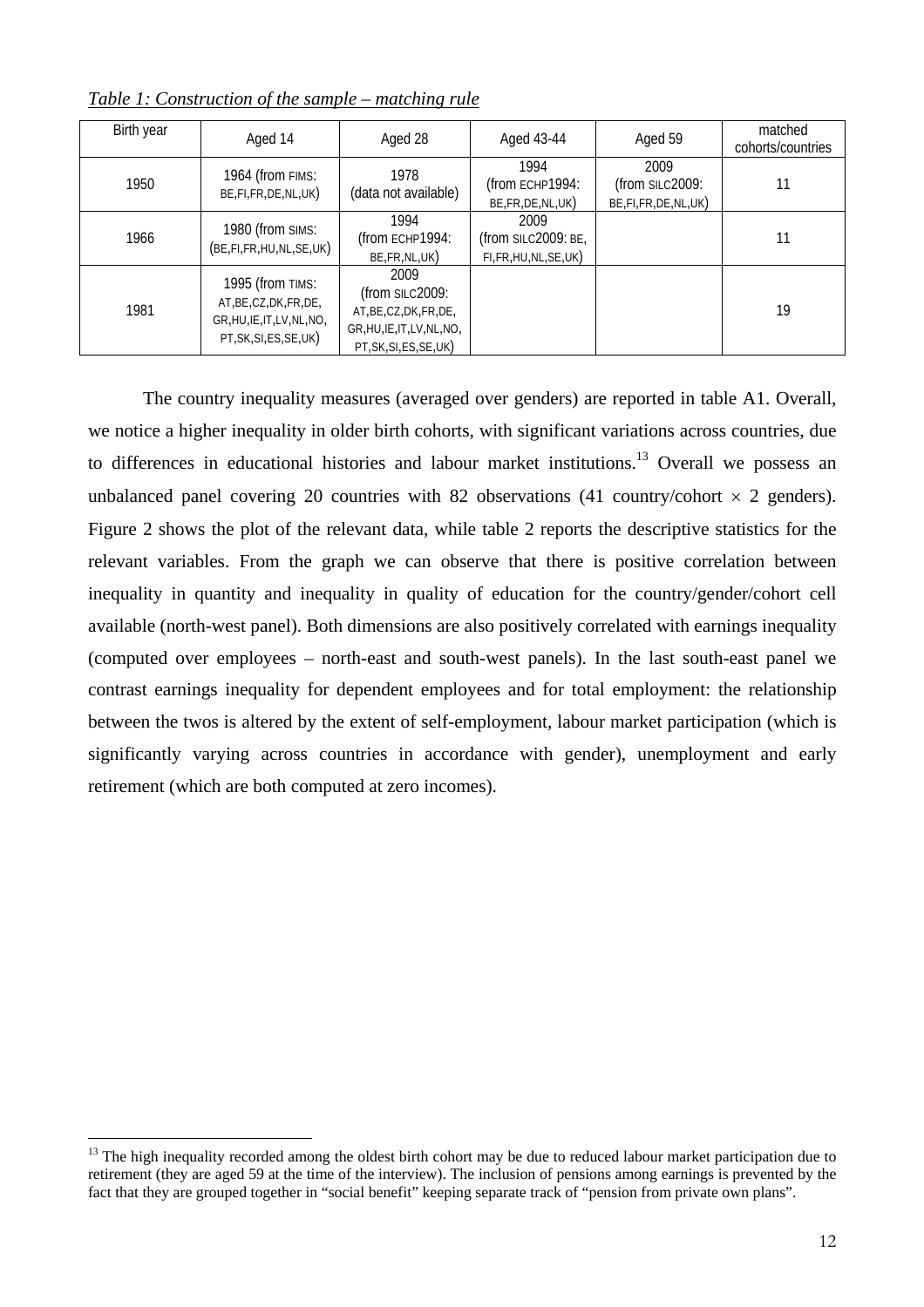*Table 1: Construction of the sample – matching rule*

| Birth year | Aged 14 | Aged 28 | Aged 43-44 | Aged 59 | matched cohorts/countries |
|---|---|---|---|---|---|
| 1950 | 1964 (from FIMS: BE,FI,FR,DE,NL,UK) | 1978 (data not available) | 1994 (from ECHP1994: BE,FR,DE,NL,UK) | 2009 (from SILC2009: BE,FI,FR,DE,NL,UK) | 11 |
| 1966 | 1980 (from SIMS: (BE,FI,FR,HU,NL,SE,UK) | 1994 (from ECHP1994: BE,FR,NL,UK) | 2009 (from SILC2009: BE, FI,FR,HU,NL,SE,UK) | | 11 |
| 1981 | 1995 (from TIMS: AT,BE,CZ,DK,FR,DE, GR,HU,IE,IT,LV,NL,NO, PT,SK,SI,ES,SE,UK) | 2009 (from SILC2009: AT,BE,CZ,DK,FR,DE, GR,HU,IE,IT,LV,NL,NO, PT,SK,SI,ES,SE,UK) | | | 19 |

The country inequality measures (averaged over genders) are reported in table A1. Overall, we notice a higher inequality in older birth cohorts, with significant variations across countries, due to differences in educational histories and labour market institutions.[13] Overall we possess an unbalanced panel covering 20 countries with 82 observations (41 country/cohort $\times$ 2 genders). Figure 2 shows the plot of the relevant data, while table 2 reports the descriptive statistics for the relevant variables. From the graph we can observe that there is positive correlation between inequality in quantity and inequality in quality of education for the country/gender/cohort cell available (north-west panel). Both dimensions are also positively correlated with earnings inequality (computed over employees – north-east and south-west panels). In the last south-east panel we contrast earnings inequality for dependent employees and for total employment: the relationship between the twos is altered by the extent of self-employment, labour market participation (which is significantly varying across countries in accordance with gender), unemployment and early retirement (which are both computed at zero incomes).

[13] The high inequality recorded among the oldest birth cohort may be due to reduced labour market participation due to retirement (they are aged 59 at the time of the interview). The inclusion of pensions among earnings is prevented by the fact that they are grouped together in "social benefit" keeping separate track of "pension from private own plans".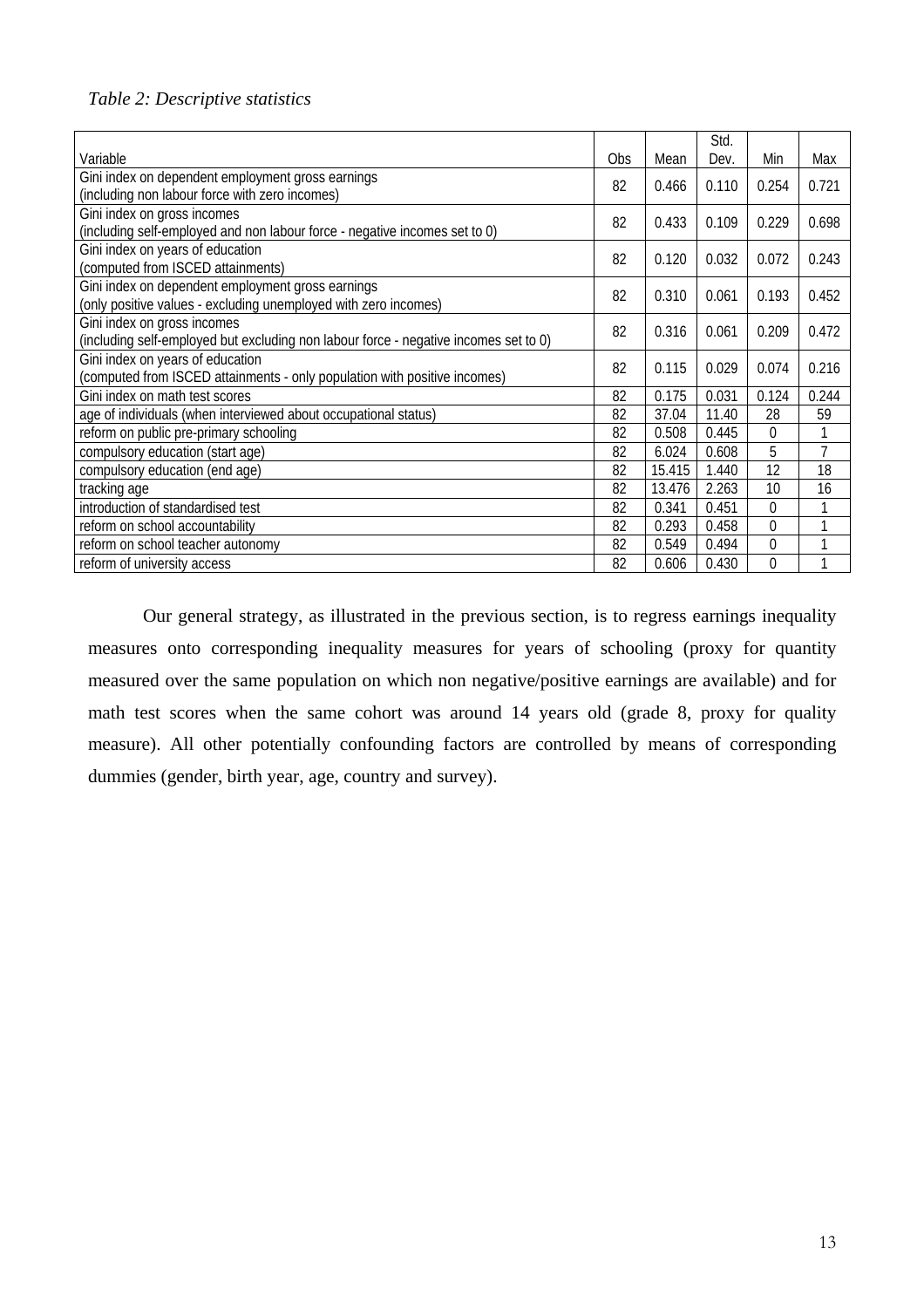*Table 2: Descriptive statistics*

| Variable | Obs | Mean | Std. Dev. | Min | Max |
|---|---|---|---|---|---|
| Gini index on dependent employment gross earnings (including non labour force with zero incomes) | 82 | 0.466 | 0.110 | 0.254 | 0.721 |
| Gini index on gross incomes (including self-employed and non labour force - negative incomes set to 0) | 82 | 0.433 | 0.109 | 0.229 | 0.698 |
| Gini index on years of education (computed from ISCED attainments) | 82 | 0.120 | 0.032 | 0.072 | 0.243 |
| Gini index on dependent employment gross earnings (only positive values - excluding unemployed with zero incomes) | 82 | 0.310 | 0.061 | 0.193 | 0.452 |
| Gini index on gross incomes (including self-employed but excluding non labour force - negative incomes set to 0) | 82 | 0.316 | 0.061 | 0.209 | 0.472 |
| Gini index on years of education (computed from ISCED attainments - only population with positive incomes) | 82 | 0.115 | 0.029 | 0.074 | 0.216 |
| Gini index on math test scores | 82 | 0.175 | 0.031 | 0.124 | 0.244 |
| age of individuals (when interviewed about occupational status) | 82 | 37.04 | 11.40 | 28 | 59 |
| reform on public pre-primary schooling | 82 | 0.508 | 0.445 | 0 | 1 |
| compulsory education (start age) | 82 | 6.024 | 0.608 | 5 | 7 |
| compulsory education (end age) | 82 | 15.415 | 1.440 | 12 | 18 |
| tracking age | 82 | 13.476 | 2.263 | 10 | 16 |
| introduction of standardised test | 82 | 0.341 | 0.451 | 0 | 1 |
| reform on school accountability | 82 | 0.293 | 0.458 | 0 | 1 |
| reform on school teacher autonomy | 82 | 0.549 | 0.494 | 0 | 1 |
| reform of university access | 82 | 0.606 | 0.430 | 0 | 1 |

Our general strategy, as illustrated in the previous section, is to regress earnings inequality measures onto corresponding inequality measures for years of schooling (proxy for quantity measured over the same population on which non negative/positive earnings are available) and for math test scores when the same cohort was around 14 years old (grade 8, proxy for quality measure). All other potentially confounding factors are controlled by means of corresponding dummies (gender, birth year, age, country and survey).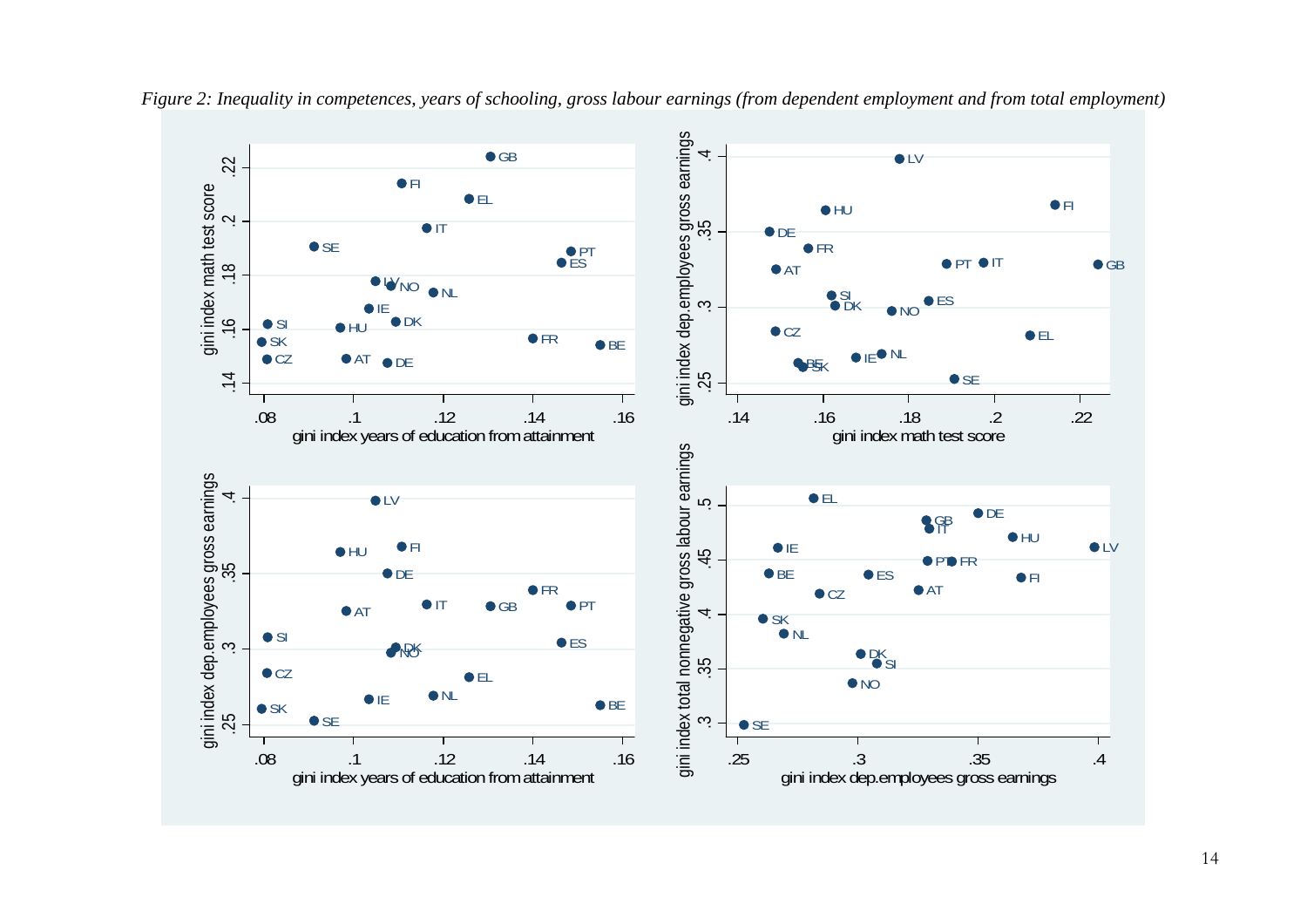*Figure 2: Inequality in competences, years of schooling, gross labour earnings (from dependent employment and from total employment)*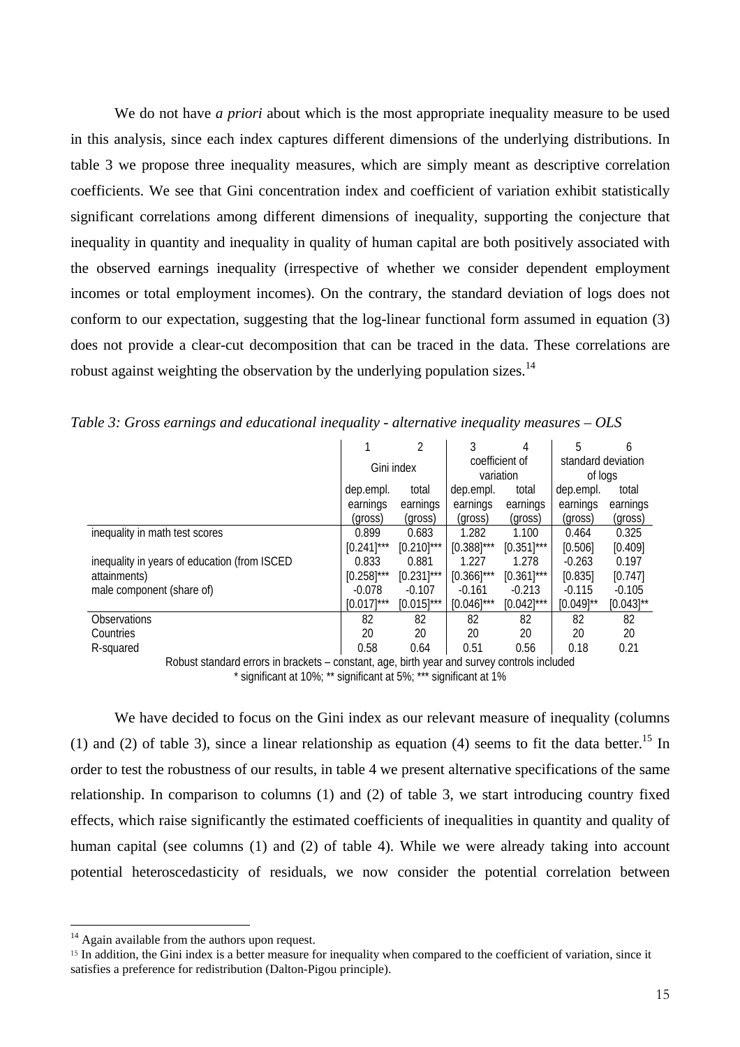We do not have *a priori* about which is the most appropriate inequality measure to be used in this analysis, since each index captures different dimensions of the underlying distributions. In table 3 we propose three inequality measures, which are simply meant as descriptive correlation coefficients. We see that Gini concentration index and coefficient of variation exhibit statistically significant correlations among different dimensions of inequality, supporting the conjecture that inequality in quantity and inequality in quality of human capital are both positively associated with the observed earnings inequality (irrespective of whether we consider dependent employment incomes or total employment incomes). On the contrary, the standard deviation of logs does not conform to our expectation, suggesting that the log-linear functional form assumed in equation (3) does not provide a clear-cut decomposition that can be traced in the data. These correlations are robust against weighting the observation by the underlying population sizes.[14]

*Table 3: Gross earnings and educational inequality - alternative inequality measures – OLS*

| | 1 | 2 | 3 | 4 | 5 | 6 |
|---|---|---|---|---|---|---|
| | Gini index | | coefficient of variation | | standard deviation of logs | |
| | dep.empl. earnings (gross) | total earnings (gross) | dep.empl. earnings (gross) | total earnings (gross) | dep.empl. earnings (gross) | total earnings (gross) |
| inequality in math test scores | 0.899 | 0.683 | 1.282 | 1.100 | 0.464 | 0.325 |
| | [0.241]*** | [0.210]*** | [0.388]*** | [0.351]*** | [0.506] | [0.409] |
| inequality in years of education (from ISCED attainments) | 0.833 | 0.881 | 1.227 | 1.278 | -0.263 | 0.197 |
| | [0.258]*** | [0.231]*** | [0.366]*** | [0.361]*** | [0.835] | [0.747] |
| male component (share of) | -0.078 | -0.107 | -0.161 | -0.213 | -0.115 | -0.105 |
| | [0.017]*** | [0.015]*** | [0.046]*** | [0.042]*** | [0.049]** | [0.043]** |
| Observations | 82 | 82 | 82 | 82 | 82 | 82 |
| Countries | 20 | 20 | 20 | 20 | 20 | 20 |
| R-squared | 0.58 | 0.64 | 0.51 | 0.56 | 0.18 | 0.21 |

Robust standard errors in brackets – constant, age, birth year and survey controls included
* significant at 10%; ** significant at 5%; *** significant at 1%

We have decided to focus on the Gini index as our relevant measure of inequality (columns (1) and (2) of table 3), since a linear relationship as equation (4) seems to fit the data better.[15] In order to test the robustness of our results, in table 4 we present alternative specifications of the same relationship. In comparison to columns (1) and (2) of table 3, we start introducing country fixed effects, which raise significantly the estimated coefficients of inequalities in quantity and quality of human capital (see columns (1) and (2) of table 4). While we were already taking into account potential heteroscedasticity of residuals, we now consider the potential correlation between

[14] Again available from the authors upon request.

[15] In addition, the Gini index is a better measure for inequality when compared to the coefficient of variation, since it satisfies a preference for redistribution (Dalton-Pigou principle).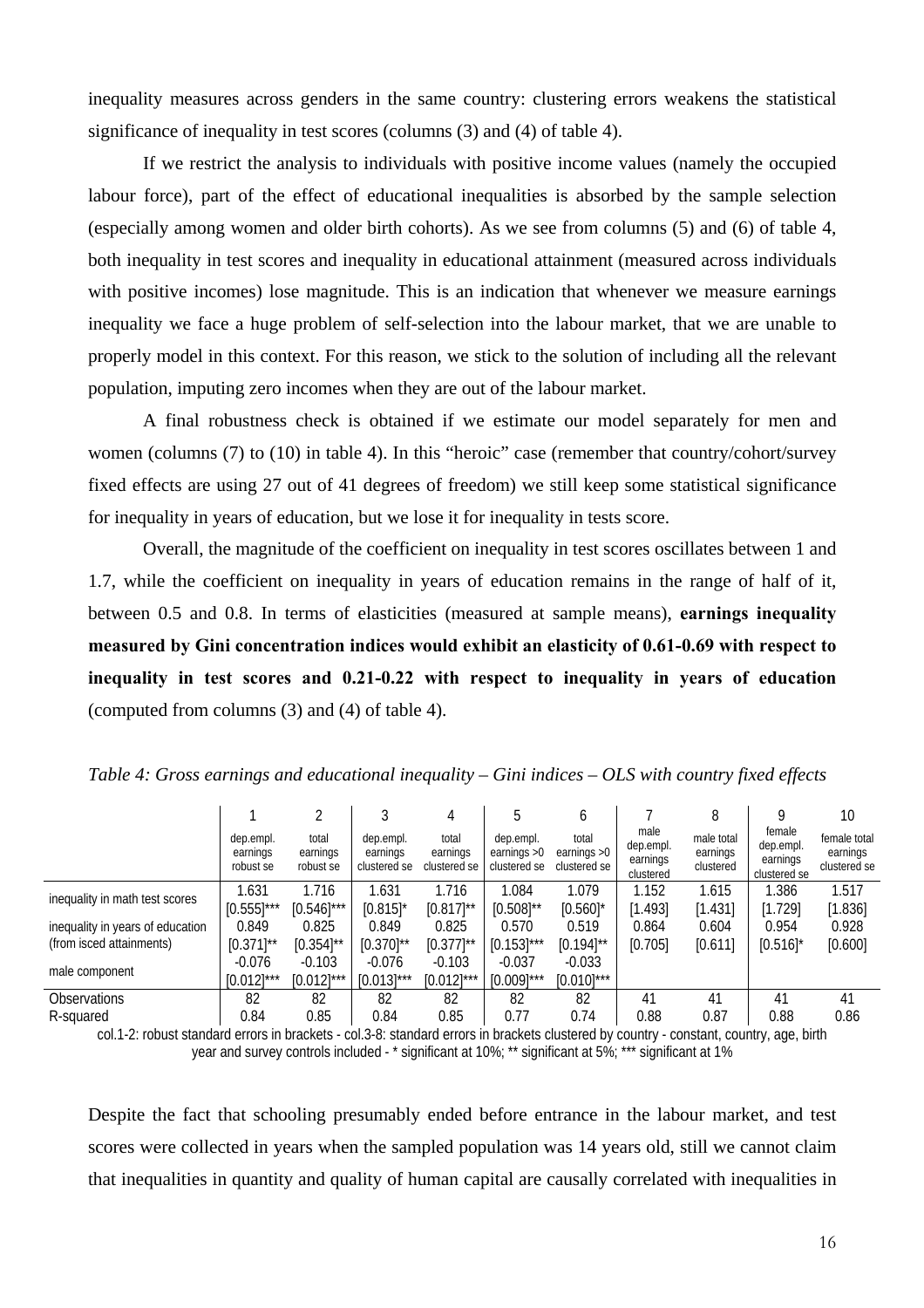inequality measures across genders in the same country: clustering errors weakens the statistical significance of inequality in test scores (columns (3) and (4) of table 4).

If we restrict the analysis to individuals with positive income values (namely the occupied labour force), part of the effect of educational inequalities is absorbed by the sample selection (especially among women and older birth cohorts). As we see from columns (5) and (6) of table 4, both inequality in test scores and inequality in educational attainment (measured across individuals with positive incomes) lose magnitude. This is an indication that whenever we measure earnings inequality we face a huge problem of self-selection into the labour market, that we are unable to properly model in this context. For this reason, we stick to the solution of including all the relevant population, imputing zero incomes when they are out of the labour market.

A final robustness check is obtained if we estimate our model separately for men and women (columns (7) to (10) in table 4). In this "heroic" case (remember that country/cohort/survey fixed effects are using 27 out of 41 degrees of freedom) we still keep some statistical significance for inequality in years of education, but we lose it for inequality in tests score.

Overall, the magnitude of the coefficient on inequality in test scores oscillates between 1 and 1.7, while the coefficient on inequality in years of education remains in the range of half of it, between 0.5 and 0.8. In terms of elasticities (measured at sample means), **earnings inequality measured by Gini concentration indices would exhibit an elasticity of 0.61-0.69 with respect to inequality in test scores and 0.21-0.22 with respect to inequality in years of education** (computed from columns (3) and (4) of table 4).

*Table 4: Gross earnings and educational inequality – Gini indices – OLS with country fixed effects*

| | 1 | 2 | 3 | 4 | 5 | 6 | 7 | 8 | 9 | 10 |
|---|---|---|---|---|---|---|---|---|---|---|
| | dep.empl. earnings robust se | total earnings robust se | dep.empl. earnings clustered se | total earnings clustered se | dep.empl. earnings >0 clustered se | total earnings >0 clustered se | male dep.empl. earnings clustered | male total earnings clustered | female dep.empl. earnings clustered se | female total earnings clustered se |
| inequality in math test scores | 1.631 | 1.716 | 1.631 | 1.716 | 1.084 | 1.079 | 1.152 | 1.615 | 1.386 | 1.517 |
| | [0.555]*** | [0.546]*** | [0.815]* | [0.817]** | [0.508]** | [0.560]* | [1.493] | [1.431] | [1.729] | [1.836] |
| inequality in years of education | 0.849 | 0.825 | 0.849 | 0.825 | 0.570 | 0.519 | 0.864 | 0.604 | 0.954 | 0.928 |
| (from isced attainments) | [0.371]** | [0.354]** | [0.370]** | [0.377]** | [0.153]*** | [0.194]** | [0.705] | [0.611] | [0.516]* | [0.600] |
| male component | -0.076 | -0.103 | -0.076 | -0.103 | -0.037 | -0.033 | | | | |
| | [0.012]*** | [0.012]*** | [0.013]*** | [0.012]*** | [0.009]*** | [0.010]*** | | | | |
| Observations | 82 | 82 | 82 | 82 | 82 | 82 | 41 | 41 | 41 | 41 |
| R-squared | 0.84 | 0.85 | 0.84 | 0.85 | 0.77 | 0.74 | 0.88 | 0.87 | 0.88 | 0.86 |

col.1-2: robust standard errors in brackets - col.3-8: standard errors in brackets clustered by country - constant, country, age, birth year and survey controls included - * significant at 10%; ** significant at 5%; *** significant at 1%

Despite the fact that schooling presumably ended before entrance in the labour market, and test scores were collected in years when the sampled population was 14 years old, still we cannot claim that inequalities in quantity and quality of human capital are causally correlated with inequalities in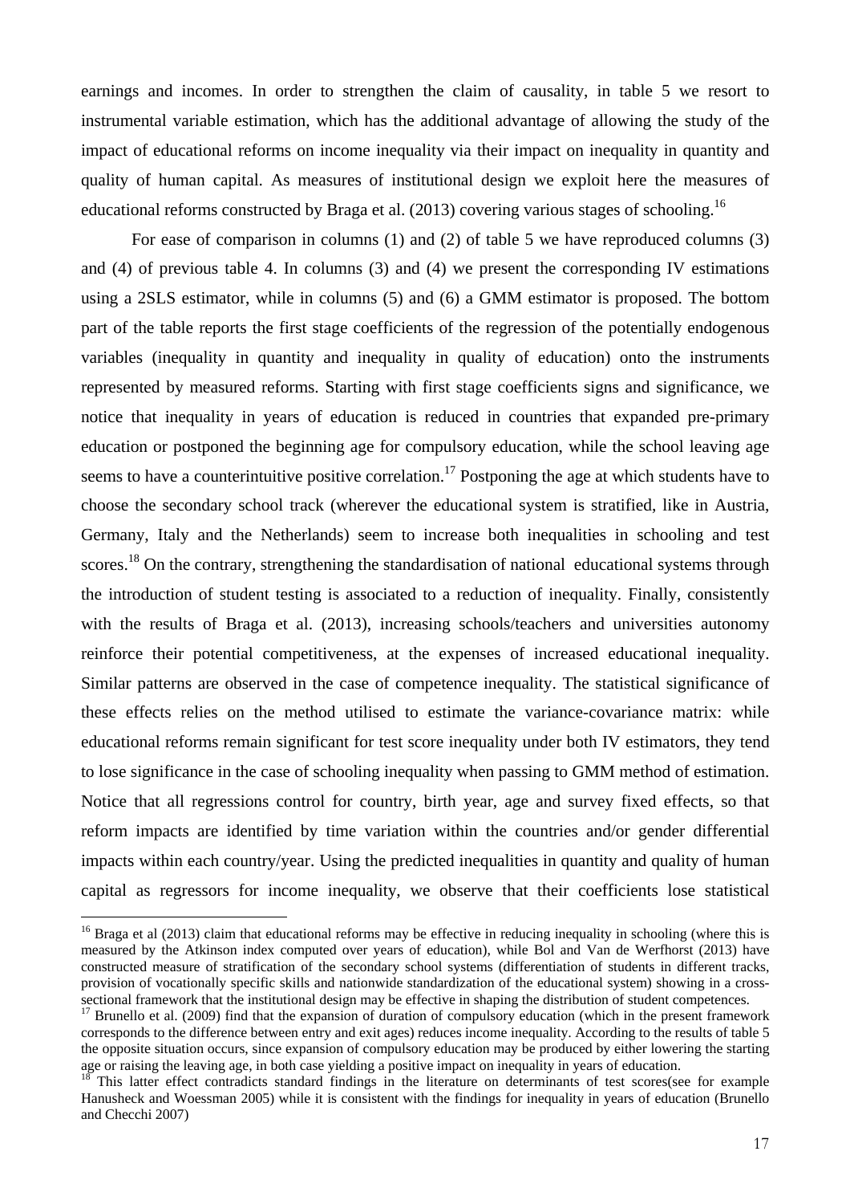earnings and incomes. In order to strengthen the claim of causality, in table 5 we resort to instrumental variable estimation, which has the additional advantage of allowing the study of the impact of educational reforms on income inequality via their impact on inequality in quantity and quality of human capital. As measures of institutional design we exploit here the measures of educational reforms constructed by Braga et al. (2013) covering various stages of schooling.[16]

For ease of comparison in columns (1) and (2) of table 5 we have reproduced columns (3) and (4) of previous table 4. In columns (3) and (4) we present the corresponding IV estimations using a 2SLS estimator, while in columns (5) and (6) a GMM estimator is proposed. The bottom part of the table reports the first stage coefficients of the regression of the potentially endogenous variables (inequality in quantity and inequality in quality of education) onto the instruments represented by measured reforms. Starting with first stage coefficients signs and significance, we notice that inequality in years of education is reduced in countries that expanded pre-primary education or postponed the beginning age for compulsory education, while the school leaving age seems to have a counterintuitive positive correlation.[17] Postponing the age at which students have to choose the secondary school track (wherever the educational system is stratified, like in Austria, Germany, Italy and the Netherlands) seem to increase both inequalities in schooling and test scores.[18] On the contrary, strengthening the standardisation of national educational systems through the introduction of student testing is associated to a reduction of inequality. Finally, consistently with the results of Braga et al. (2013), increasing schools/teachers and universities autonomy reinforce their potential competitiveness, at the expenses of increased educational inequality. Similar patterns are observed in the case of competence inequality. The statistical significance of these effects relies on the method utilised to estimate the variance-covariance matrix: while educational reforms remain significant for test score inequality under both IV estimators, they tend to lose significance in the case of schooling inequality when passing to GMM method of estimation. Notice that all regressions control for country, birth year, age and survey fixed effects, so that reform impacts are identified by time variation within the countries and/or gender differential impacts within each country/year. Using the predicted inequalities in quantity and quality of human capital as regressors for income inequality, we observe that their coefficients lose statistical

[16] Braga et al (2013) claim that educational reforms may be effective in reducing inequality in schooling (where this is measured by the Atkinson index computed over years of education), while Bol and Van de Werfhorst (2013) have constructed measure of stratification of the secondary school systems (differentiation of students in different tracks, provision of vocationally specific skills and nationwide standardization of the educational system) showing in a cross-sectional framework that the institutional design may be effective in shaping the distribution of student competences.

[17] Brunello et al. (2009) find that the expansion of duration of compulsory education (which in the present framework corresponds to the difference between entry and exit ages) reduces income inequality. According to the results of table 5 the opposite situation occurs, since expansion of compulsory education may be produced by either lowering the starting age or raising the leaving age, in both case yielding a positive impact on inequality in years of education.

[18] This latter effect contradicts standard findings in the literature on determinants of test scores(see for example Hanusheck and Woessman 2005) while it is consistent with the findings for inequality in years of education (Brunello and Checchi 2007)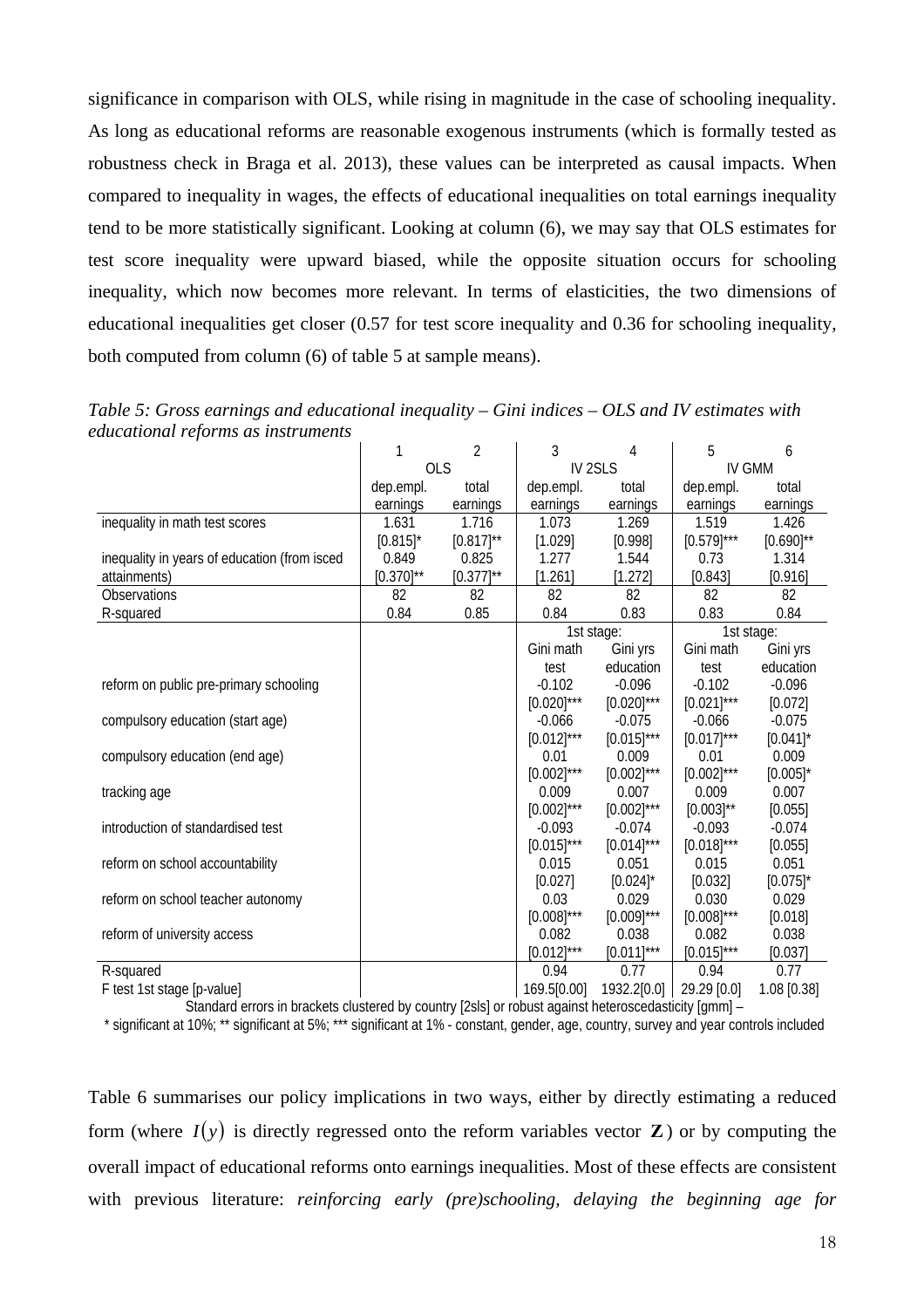significance in comparison with OLS, while rising in magnitude in the case of schooling inequality. As long as educational reforms are reasonable exogenous instruments (which is formally tested as robustness check in Braga et al. 2013), these values can be interpreted as causal impacts. When compared to inequality in wages, the effects of educational inequalities on total earnings inequality tend to be more statistically significant. Looking at column (6), we may say that OLS estimates for test score inequality were upward biased, while the opposite situation occurs for schooling inequality, which now becomes more relevant. In terms of elasticities, the two dimensions of educational inequalities get closer (0.57 for test score inequality and 0.36 for schooling inequality, both computed from column (6) of table 5 at sample means).

*Table 5: Gross earnings and educational inequality – Gini indices – OLS and IV estimates with educational reforms as instruments*

| | 1 | 2 | 3 | 4 | 5 | 6 |
|---|---|---|---|---|---|---|
| | OLS | | IV 2SLS | | IV GMM | |
| | dep.empl. earnings | total earnings | dep.empl. earnings | total earnings | dep.empl. earnings | total earnings |
| inequality in math test scores | 1.631 | 1.716 | 1.073 | 1.269 | 1.519 | 1.426 |
| | [0.815]* | [0.817]** | [1.029] | [0.998] | [0.579]*** | [0.690]** |
| inequality in years of education (from isced attainments) | 0.849 | 0.825 | 1.277 | 1.544 | 0.73 | 1.314 |
| | [0.370]** | [0.377]** | [1.261] | [1.272] | [0.843] | [0.916] |
| Observations | 82 | 82 | 82 | 82 | 82 | 82 |
| R-squared | 0.84 | 0.85 | 0.84 | 0.83 | 0.83 | 0.84 |
| | | | 1st stage: | | 1st stage: | |
| | | | Gini math test | Gini yrs education | Gini math test | Gini yrs education |
| reform on public pre-primary schooling | | | -0.102 | -0.096 | -0.102 | -0.096 |
| | | | [0.020]*** | [0.020]*** | [0.021]*** | [0.072] |
| compulsory education (start age) | | | -0.066 | -0.075 | -0.066 | -0.075 |
| | | | [0.012]*** | [0.015]*** | [0.017]*** | [0.041]* |
| compulsory education (end age) | | | 0.01 | 0.009 | 0.01 | 0.009 |
| | | | [0.002]*** | [0.002]*** | [0.002]*** | [0.005]* |
| tracking age | | | 0.009 | 0.007 | 0.009 | 0.007 |
| | | | [0.002]*** | [0.002]*** | [0.003]** | [0.055] |
| introduction of standardised test | | | -0.093 | -0.074 | -0.093 | -0.074 |
| | | | [0.015]*** | [0.014]*** | [0.018]*** | [0.055] |
| reform on school accountability | | | 0.015 | 0.051 | 0.015 | 0.051 |
| | | | [0.027] | [0.024]* | [0.032] | [0.075]* |
| reform on school teacher autonomy | | | 0.03 | 0.029 | 0.030 | 0.029 |
| | | | [0.008]*** | [0.009]*** | [0.008]*** | [0.018] |
| reform of university access | | | 0.082 | 0.038 | 0.082 | 0.038 |
| | | | [0.012]*** | [0.011]*** | [0.015]*** | [0.037] |
| R-squared | | | 0.94 | 0.77 | 0.94 | 0.77 |
| F test 1st stage [p-value] | | | 169.5[0.00] | 1932.2[0.0] | 29.29 [0.0] | 1.08 [0.38] |

Standard errors in brackets clustered by country [2sls] or robust against heteroscedasticity [gmm] –
* significant at 10%; ** significant at 5%; *** significant at 1% - constant, gender, age, country, survey and year controls included

Table 6 summarises our policy implications in two ways, either by directly estimating a reduced form (where $I(y)$ is directly regressed onto the reform variables vector $\mathbf{Z}$) or by computing the overall impact of educational reforms onto earnings inequalities. Most of these effects are consistent with previous literature: *reinforcing early (pre)schooling, delaying the beginning age for*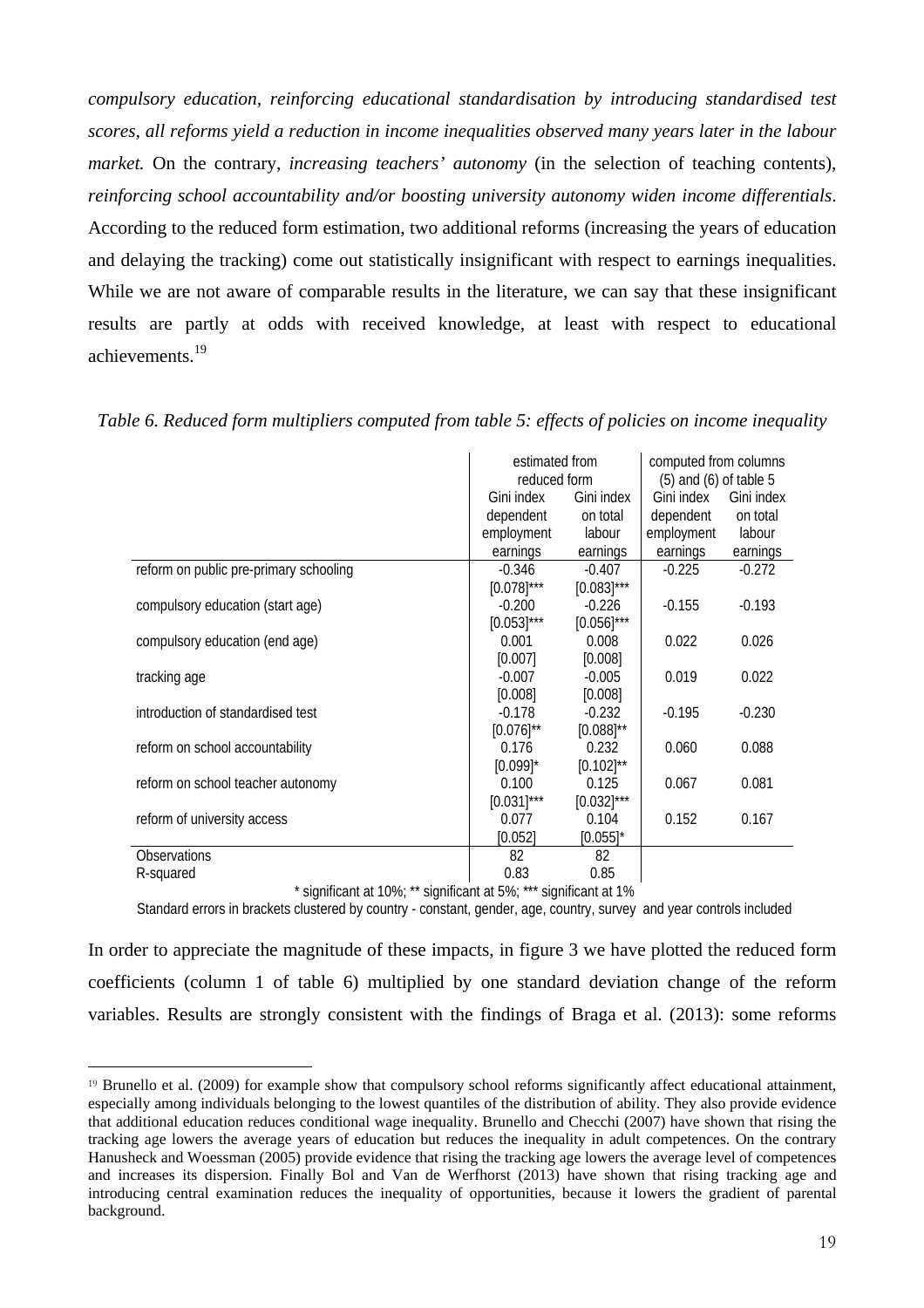*compulsory education, reinforcing educational standardisation by introducing standardised test scores, all reforms yield a reduction in income inequalities observed many years later in the labour market.* On the contrary, *increasing teachers' autonomy* (in the selection of teaching contents), *reinforcing school accountability and/or boosting university autonomy widen income differentials*. According to the reduced form estimation, two additional reforms (increasing the years of education and delaying the tracking) come out statistically insignificant with respect to earnings inequalities. While we are not aware of comparable results in the literature, we can say that these insignificant results are partly at odds with received knowledge, at least with respect to educational achievements.[19]

*Table 6. Reduced form multipliers computed from table 5: effects of policies on income inequality*

| | estimated from reduced form | | computed from columns (5) and (6) of table 5 | |
|---|---|---|---|---|
| | Gini index dependent employment earnings | Gini index on total labour earnings | Gini index dependent employment earnings | Gini index on total labour earnings |
| reform on public pre-primary schooling | -0.346 | -0.407 | -0.225 | -0.272 |
| | [0.078]*** | [0.083]*** | | |
| compulsory education (start age) | -0.200 | -0.226 | -0.155 | -0.193 |
| | [0.053]*** | [0.056]*** | | |
| compulsory education (end age) | 0.001 | 0.008 | 0.022 | 0.026 |
| | [0.007] | [0.008] | | |
| tracking age | -0.007 | -0.005 | 0.019 | 0.022 |
| | [0.008] | [0.008] | | |
| introduction of standardised test | -0.178 | -0.232 | -0.195 | -0.230 |
| | [0.076]** | [0.088]** | | |
| reform on school accountability | 0.176 | 0.232 | 0.060 | 0.088 |
| | [0.099]* | [0.102]** | | |
| reform on school teacher autonomy | 0.100 | 0.125 | 0.067 | 0.081 |
| | [0.031]*** | [0.032]*** | | |
| reform of university access | 0.077 | 0.104 | 0.152 | 0.167 |
| | [0.052] | [0.055]* | | |
| Observations | 82 | 82 | | |
| R-squared | 0.83 | 0.85 | | |

\* significant at 10%; ** significant at 5%; *** significant at 1%

Standard errors in brackets clustered by country - constant, gender, age, country, survey and year controls included

In order to appreciate the magnitude of these impacts, in figure 3 we have plotted the reduced form coefficients (column 1 of table 6) multiplied by one standard deviation change of the reform variables. Results are strongly consistent with the findings of Braga et al. (2013): some reforms

[19] Brunello et al. (2009) for example show that compulsory school reforms significantly affect educational attainment, especially among individuals belonging to the lowest quantiles of the distribution of ability. They also provide evidence that additional education reduces conditional wage inequality. Brunello and Checchi (2007) have shown that rising the tracking age lowers the average years of education but reduces the inequality in adult competences. On the contrary Hanusheck and Woessman (2005) provide evidence that rising the tracking age lowers the average level of competences and increases its dispersion. Finally Bol and Van de Werfhorst (2013) have shown that rising tracking age and introducing central examination reduces the inequality of opportunities, because it lowers the gradient of parental background.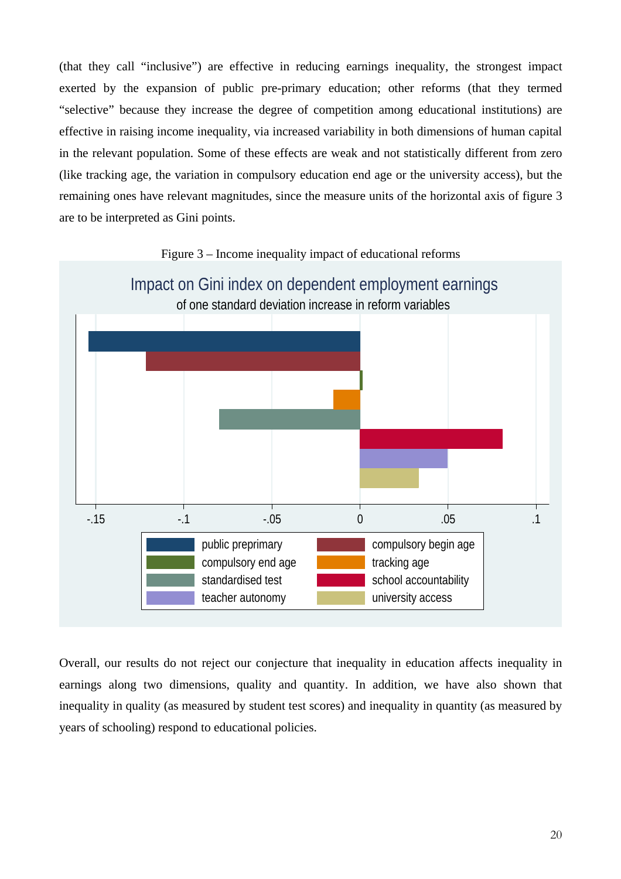(that they call "inclusive") are effective in reducing earnings inequality, the strongest impact exerted by the expansion of public pre-primary education; other reforms (that they termed "selective" because they increase the degree of competition among educational institutions) are effective in raising income inequality, via increased variability in both dimensions of human capital in the relevant population. Some of these effects are weak and not statistically different from zero (like tracking age, the variation in compulsory education end age or the university access), but the remaining ones have relevant magnitudes, since the measure units of the horizontal axis of figure 3 are to be interpreted as Gini points.

Figure 3 – Income inequality impact of educational reforms

Overall, our results do not reject our conjecture that inequality in education affects inequality in earnings along two dimensions, quality and quantity. In addition, we have also shown that inequality in quality (as measured by student test scores) and inequality in quantity (as measured by years of schooling) respond to educational policies.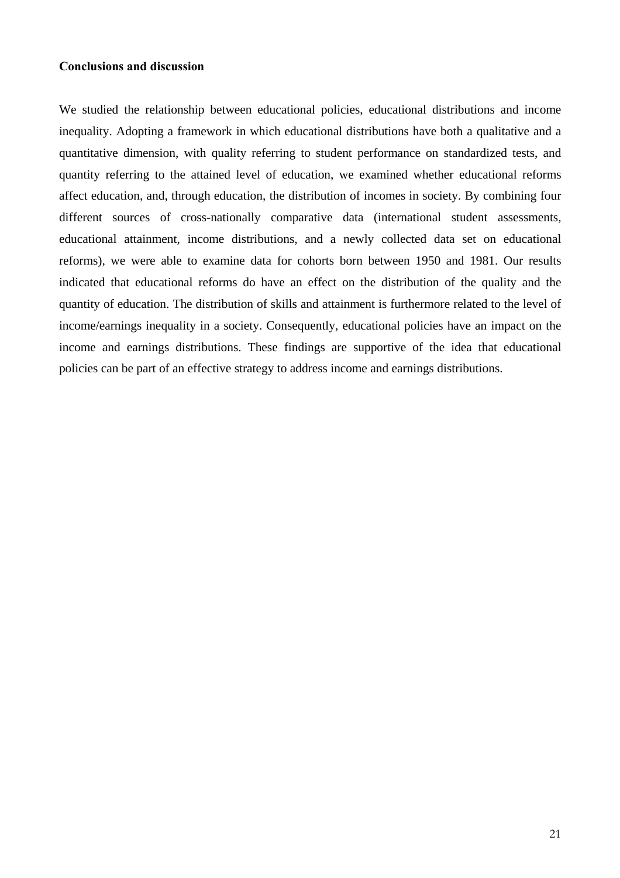**Conclusions and discussion**

We studied the relationship between educational policies, educational distributions and income inequality. Adopting a framework in which educational distributions have both a qualitative and a quantitative dimension, with quality referring to student performance on standardized tests, and quantity referring to the attained level of education, we examined whether educational reforms affect education, and, through education, the distribution of incomes in society. By combining four different sources of cross-nationally comparative data (international student assessments, educational attainment, income distributions, and a newly collected data set on educational reforms), we were able to examine data for cohorts born between 1950 and 1981. Our results indicated that educational reforms do have an effect on the distribution of the quality and the quantity of education. The distribution of skills and attainment is furthermore related to the level of income/earnings inequality in a society. Consequently, educational policies have an impact on the income and earnings distributions. These findings are supportive of the idea that educational policies can be part of an effective strategy to address income and earnings distributions.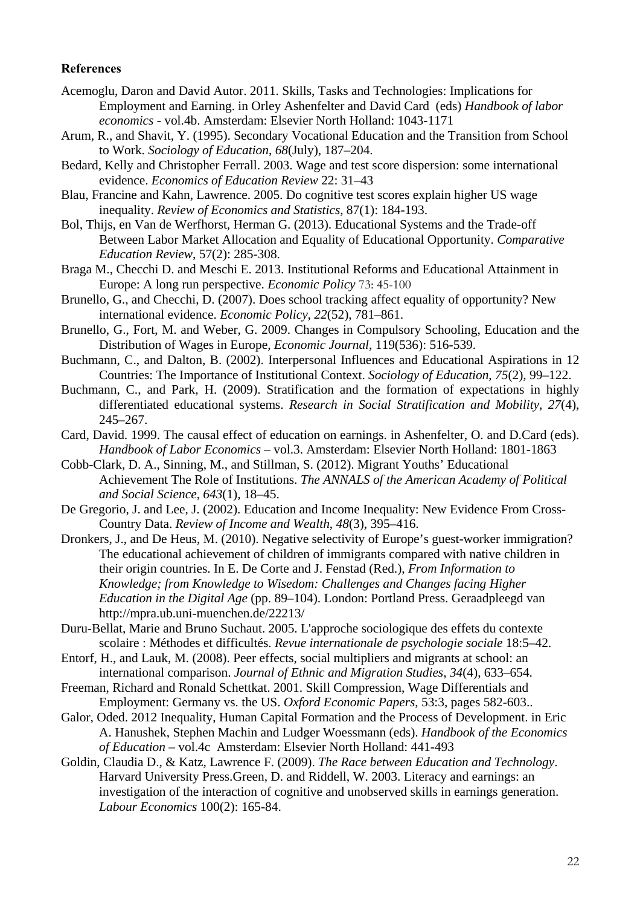**References**

Acemoglu, Daron and David Autor. 2011. Skills, Tasks and Technologies: Implications for Employment and Earning. in Orley Ashenfelter and David Card (eds) *Handbook of labor economics* - vol.4b. Amsterdam: Elsevier North Holland: 1043-1171

Arum, R., and Shavit, Y. (1995). Secondary Vocational Education and the Transition from School to Work. *Sociology of Education*, *68*(July), 187–204.

Bedard, Kelly and Christopher Ferrall. 2003. Wage and test score dispersion: some international evidence. *Economics of Education Review* 22: 31–43

Blau, Francine and Kahn, Lawrence. 2005. Do cognitive test scores explain higher US wage inequality. *Review of Economics and Statistics*, 87(1): 184-193.

Bol, Thijs, en Van de Werfhorst, Herman G. (2013). Educational Systems and the Trade-off Between Labor Market Allocation and Equality of Educational Opportunity. *Comparative Education Review*, 57(2): 285-308.

Braga M., Checchi D. and Meschi E. 2013. Institutional Reforms and Educational Attainment in Europe: A long run perspective. *Economic Policy* 73: 45-100

Brunello, G., and Checchi, D. (2007). Does school tracking affect equality of opportunity? New international evidence. *Economic Policy*, *22*(52), 781–861.

Brunello, G., Fort, M. and Weber, G. 2009. Changes in Compulsory Schooling, Education and the Distribution of Wages in Europe, *Economic Journal*, 119(536): 516-539.

Buchmann, C., and Dalton, B. (2002). Interpersonal Influences and Educational Aspirations in 12 Countries: The Importance of Institutional Context. *Sociology of Education*, *75*(2), 99–122.

Buchmann, C., and Park, H. (2009). Stratification and the formation of expectations in highly differentiated educational systems. *Research in Social Stratification and Mobility*, *27*(4), 245–267.

Card, David. 1999. The causal effect of education on earnings. in Ashenfelter, O. and D.Card (eds). *Handbook of Labor Economics* – vol.3. Amsterdam: Elsevier North Holland: 1801-1863

Cobb-Clark, D. A., Sinning, M., and Stillman, S. (2012). Migrant Youths' Educational Achievement The Role of Institutions. *The ANNALS of the American Academy of Political and Social Science*, *643*(1), 18–45.

De Gregorio, J. and Lee, J. (2002). Education and Income Inequality: New Evidence From Cross-Country Data. *Review of Income and Wealth*, *48*(3), 395–416.

Dronkers, J., and De Heus, M. (2010). Negative selectivity of Europe's guest-worker immigration? The educational achievement of children of immigrants compared with native children in their origin countries. In E. De Corte and J. Fenstad (Red.), *From Information to Knowledge; from Knowledge to Wisedom: Challenges and Changes facing Higher Education in the Digital Age* (pp. 89–104). London: Portland Press. Geraadpleegd van http://mpra.ub.uni-muenchen.de/22213/

Duru-Bellat, Marie and Bruno Suchaut. 2005. L'approche sociologique des effets du contexte scolaire : Méthodes et difficultés. *Revue internationale de psychologie sociale* 18:5–42.

Entorf, H., and Lauk, M. (2008). Peer effects, social multipliers and migrants at school: an international comparison. *Journal of Ethnic and Migration Studies*, *34*(4), 633–654.

Freeman, Richard and Ronald Schettkat. 2001. Skill Compression, Wage Differentials and Employment: Germany vs. the US. *Oxford Economic Papers*, 53:3, pages 582-603..

Galor, Oded. 2012 Inequality, Human Capital Formation and the Process of Development. in Eric A. Hanushek, Stephen Machin and Ludger Woessmann (eds). *Handbook of the Economics of Education* – vol.4c Amsterdam: Elsevier North Holland: 441-493

Goldin, Claudia D., & Katz, Lawrence F. (2009). *The Race between Education and Technology*. Harvard University Press.Green, D. and Riddell, W. 2003. Literacy and earnings: an investigation of the interaction of cognitive and unobserved skills in earnings generation. *Labour Economics* 100(2): 165-84.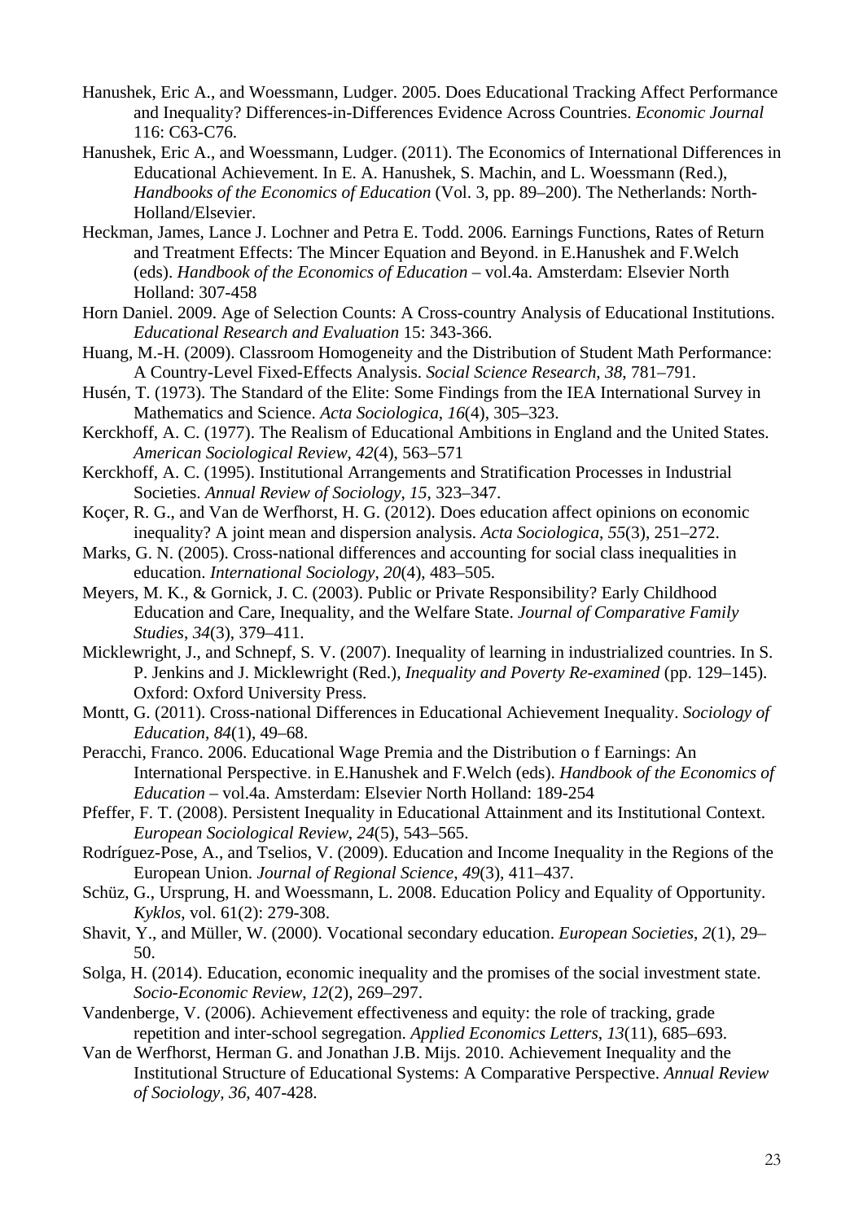Hanushek, Eric A., and Woessmann, Ludger. 2005. Does Educational Tracking Affect Performance and Inequality? Differences-in-Differences Evidence Across Countries. *Economic Journal* 116: C63-C76.

Hanushek, Eric A., and Woessmann, Ludger. (2011). The Economics of International Differences in Educational Achievement. In E. A. Hanushek, S. Machin, and L. Woessmann (Red.), *Handbooks of the Economics of Education* (Vol. 3, pp. 89–200). The Netherlands: North-Holland/Elsevier.

Heckman, James, Lance J. Lochner and Petra E. Todd. 2006. Earnings Functions, Rates of Return and Treatment Effects: The Mincer Equation and Beyond. in E.Hanushek and F.Welch (eds). *Handbook of the Economics of Education* – vol.4a. Amsterdam: Elsevier North Holland: 307-458

Horn Daniel. 2009. Age of Selection Counts: A Cross-country Analysis of Educational Institutions. *Educational Research and Evaluation* 15: 343-366.

Huang, M.-H. (2009). Classroom Homogeneity and the Distribution of Student Math Performance: A Country-Level Fixed-Effects Analysis. *Social Science Research*, *38*, 781–791.

Husén, T. (1973). The Standard of the Elite: Some Findings from the IEA International Survey in Mathematics and Science. *Acta Sociologica*, *16*(4), 305–323.

Kerckhoff, A. C. (1977). The Realism of Educational Ambitions in England and the United States. *American Sociological Review*, *42*(4), 563–571

Kerckhoff, A. C. (1995). Institutional Arrangements and Stratification Processes in Industrial Societies. *Annual Review of Sociology*, *15*, 323–347.

Koçer, R. G., and Van de Werfhorst, H. G. (2012). Does education affect opinions on economic inequality? A joint mean and dispersion analysis. *Acta Sociologica*, *55*(3), 251–272.

Marks, G. N. (2005). Cross-national differences and accounting for social class inequalities in education. *International Sociology*, *20*(4), 483–505.

Meyers, M. K., & Gornick, J. C. (2003). Public or Private Responsibility? Early Childhood Education and Care, Inequality, and the Welfare State. *Journal of Comparative Family Studies*, *34*(3), 379–411.

Micklewright, J., and Schnepf, S. V. (2007). Inequality of learning in industrialized countries. In S. P. Jenkins and J. Micklewright (Red.), *Inequality and Poverty Re-examined* (pp. 129–145). Oxford: Oxford University Press.

Montt, G. (2011). Cross-national Differences in Educational Achievement Inequality. *Sociology of Education*, *84*(1), 49–68.

Peracchi, Franco. 2006. Educational Wage Premia and the Distribution o f Earnings: An International Perspective. in E.Hanushek and F.Welch (eds). *Handbook of the Economics of Education* – vol.4a. Amsterdam: Elsevier North Holland: 189-254

Pfeffer, F. T. (2008). Persistent Inequality in Educational Attainment and its Institutional Context. *European Sociological Review*, *24*(5), 543–565.

Rodríguez-Pose, A., and Tselios, V. (2009). Education and Income Inequality in the Regions of the European Union. *Journal of Regional Science*, *49*(3), 411–437.

Schüz, G., Ursprung, H. and Woessmann, L. 2008. Education Policy and Equality of Opportunity. *Kyklos*, vol. 61(2): 279-308.

Shavit, Y., and Müller, W. (2000). Vocational secondary education. *European Societies*, *2*(1), 29–50.

Solga, H. (2014). Education, economic inequality and the promises of the social investment state. *Socio-Economic Review*, *12*(2), 269–297.

Vandenberge, V. (2006). Achievement effectiveness and equity: the role of tracking, grade repetition and inter-school segregation. *Applied Economics Letters*, *13*(11), 685–693.

Van de Werfhorst, Herman G. and Jonathan J.B. Mijs. 2010. Achievement Inequality and the Institutional Structure of Educational Systems: A Comparative Perspective. *Annual Review of Sociology, 36*, 407-428.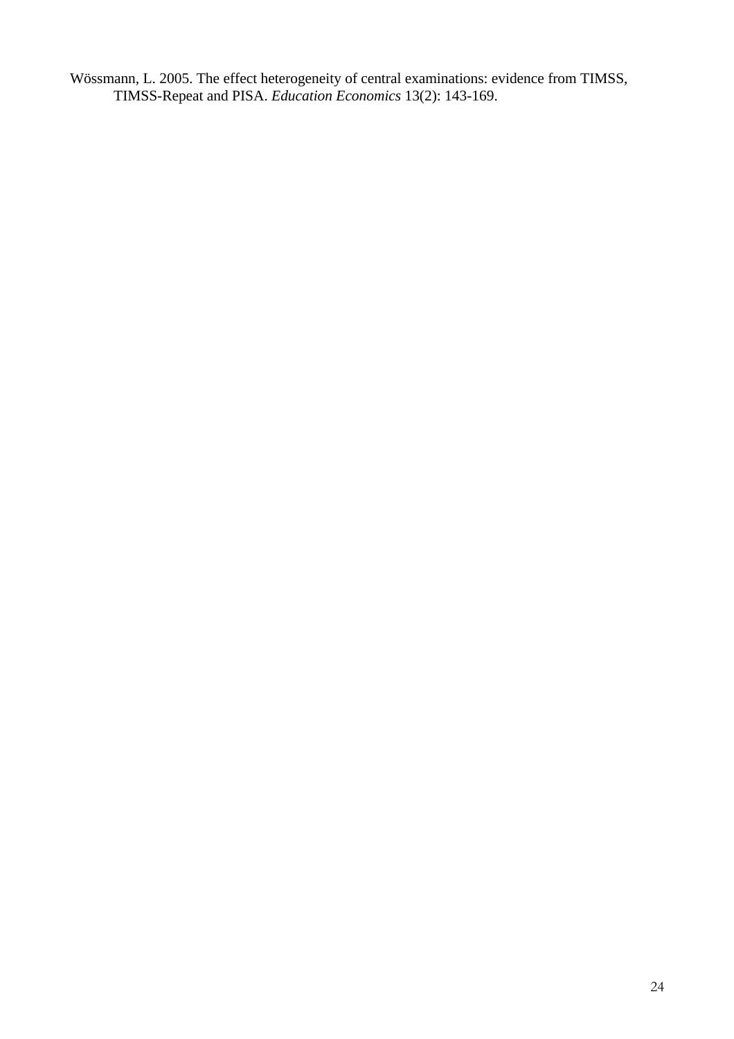Wössmann, L. 2005. The effect heterogeneity of central examinations: evidence from TIMSS, TIMSS-Repeat and PISA. *Education Economics* 13(2): 143-169.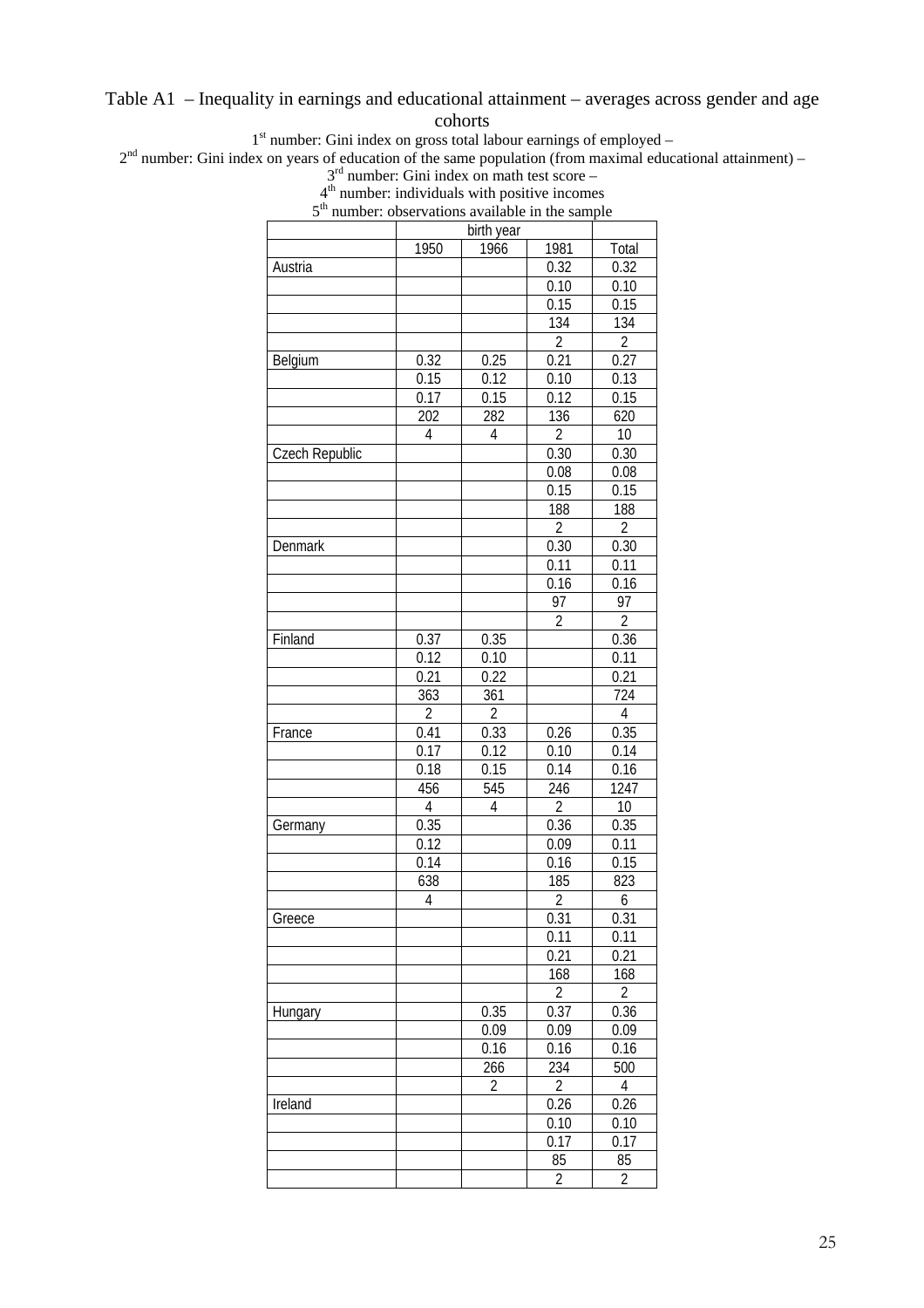Table A1 – Inequality in earnings and educational attainment – averages across gender and age cohorts

1st number: Gini index on gross total labour earnings of employed –
2nd number: Gini index on years of education of the same population (from maximal educational attainment) –
3rd number: Gini index on math test score –
4th number: individuals with positive incomes
5th number: observations available in the sample

| | birth year | | | |
|---|---|---|---|---|
| | 1950 | 1966 | 1981 | Total |
| Austria | | | 0.32 | 0.32 |
| | | | 0.10 | 0.10 |
| | | | 0.15 | 0.15 |
| | | | 134 | 134 |
| | | | 2 | 2 |
| Belgium | 0.32 | 0.25 | 0.21 | 0.27 |
| | 0.15 | 0.12 | 0.10 | 0.13 |
| | 0.17 | 0.15 | 0.12 | 0.15 |
| | 202 | 282 | 136 | 620 |
| | 4 | 4 | 2 | 10 |
| Czech Republic | | | 0.30 | 0.30 |
| | | | 0.08 | 0.08 |
| | | | 0.15 | 0.15 |
| | | | 188 | 188 |
| | | | 2 | 2 |
| Denmark | | | 0.30 | 0.30 |
| | | | 0.11 | 0.11 |
| | | | 0.16 | 0.16 |
| | | | 97 | 97 |
| | | | 2 | 2 |
| Finland | 0.37 | 0.35 | | 0.36 |
| | 0.12 | 0.10 | | 0.11 |
| | 0.21 | 0.22 | | 0.21 |
| | 363 | 361 | | 724 |
| | 2 | 2 | | 4 |
| France | 0.41 | 0.33 | 0.26 | 0.35 |
| | 0.17 | 0.12 | 0.10 | 0.14 |
| | 0.18 | 0.15 | 0.14 | 0.16 |
| | 456 | 545 | 246 | 1247 |
| | 4 | 4 | 2 | 10 |
| Germany | 0.35 | | 0.36 | 0.35 |
| | 0.12 | | 0.09 | 0.11 |
| | 0.14 | | 0.16 | 0.15 |
| | 638 | | 185 | 823 |
| | 4 | | 2 | 6 |
| Greece | | | 0.31 | 0.31 |
| | | | 0.11 | 0.11 |
| | | | 0.21 | 0.21 |
| | | | 168 | 168 |
| | | | 2 | 2 |
| Hungary | | 0.35 | 0.37 | 0.36 |
| | | 0.09 | 0.09 | 0.09 |
| | | 0.16 | 0.16 | 0.16 |
| | | 266 | 234 | 500 |
| | | 2 | 2 | 4 |
| Ireland | | | 0.26 | 0.26 |
| | | | 0.10 | 0.10 |
| | | | 0.17 | 0.17 |
| | | | 85 | 85 |
| | | | 2 | 2 |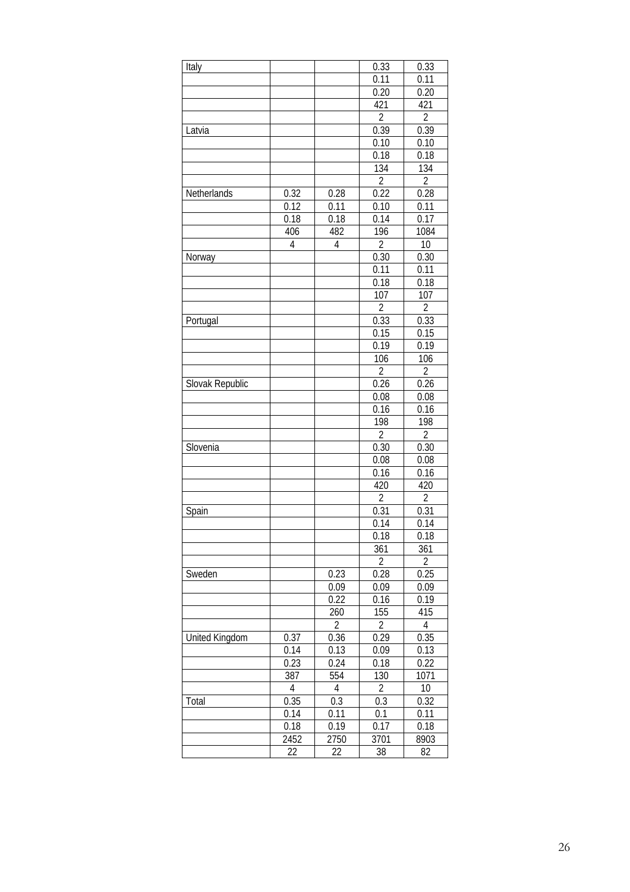| | | | | |
|---|---|---|---|---|
| Italy | | | 0.33 | 0.33 |
| | | | 0.11 | 0.11 |
| | | | 0.20 | 0.20 |
| | | | 421 | 421 |
| | | | 2 | 2 |
| Latvia | | | 0.39 | 0.39 |
| | | | 0.10 | 0.10 |
| | | | 0.18 | 0.18 |
| | | | 134 | 134 |
| | | | 2 | 2 |
| Netherlands | 0.32 | 0.28 | 0.22 | 0.28 |
| | 0.12 | 0.11 | 0.10 | 0.11 |
| | 0.18 | 0.18 | 0.14 | 0.17 |
| | 406 | 482 | 196 | 1084 |
| | 4 | 4 | 2 | 10 |
| Norway | | | 0.30 | 0.30 |
| | | | 0.11 | 0.11 |
| | | | 0.18 | 0.18 |
| | | | 107 | 107 |
| | | | 2 | 2 |
| Portugal | | | 0.33 | 0.33 |
| | | | 0.15 | 0.15 |
| | | | 0.19 | 0.19 |
| | | | 106 | 106 |
| | | | 2 | 2 |
| Slovak Republic | | | 0.26 | 0.26 |
| | | | 0.08 | 0.08 |
| | | | 0.16 | 0.16 |
| | | | 198 | 198 |
| | | | 2 | 2 |
| Slovenia | | | 0.30 | 0.30 |
| | | | 0.08 | 0.08 |
| | | | 0.16 | 0.16 |
| | | | 420 | 420 |
| | | | 2 | 2 |
| Spain | | | 0.31 | 0.31 |
| | | | 0.14 | 0.14 |
| | | | 0.18 | 0.18 |
| | | | 361 | 361 |
| | | | 2 | 2 |
| Sweden | | 0.23 | 0.28 | 0.25 |
| | | 0.09 | 0.09 | 0.09 |
| | | 0.22 | 0.16 | 0.19 |
| | | 260 | 155 | 415 |
| | | 2 | 2 | 4 |
| United Kingdom | 0.37 | 0.36 | 0.29 | 0.35 |
| | 0.14 | 0.13 | 0.09 | 0.13 |
| | 0.23 | 0.24 | 0.18 | 0.22 |
| | 387 | 554 | 130 | 1071 |
| | 4 | 4 | 2 | 10 |
| Total | 0.35 | 0.3 | 0.3 | 0.32 |
| | 0.14 | 0.11 | 0.1 | 0.11 |
| | 0.18 | 0.19 | 0.17 | 0.18 |
| | 2452 | 2750 | 3701 | 8903 |
| | 22 | 22 | 38 | 82 |